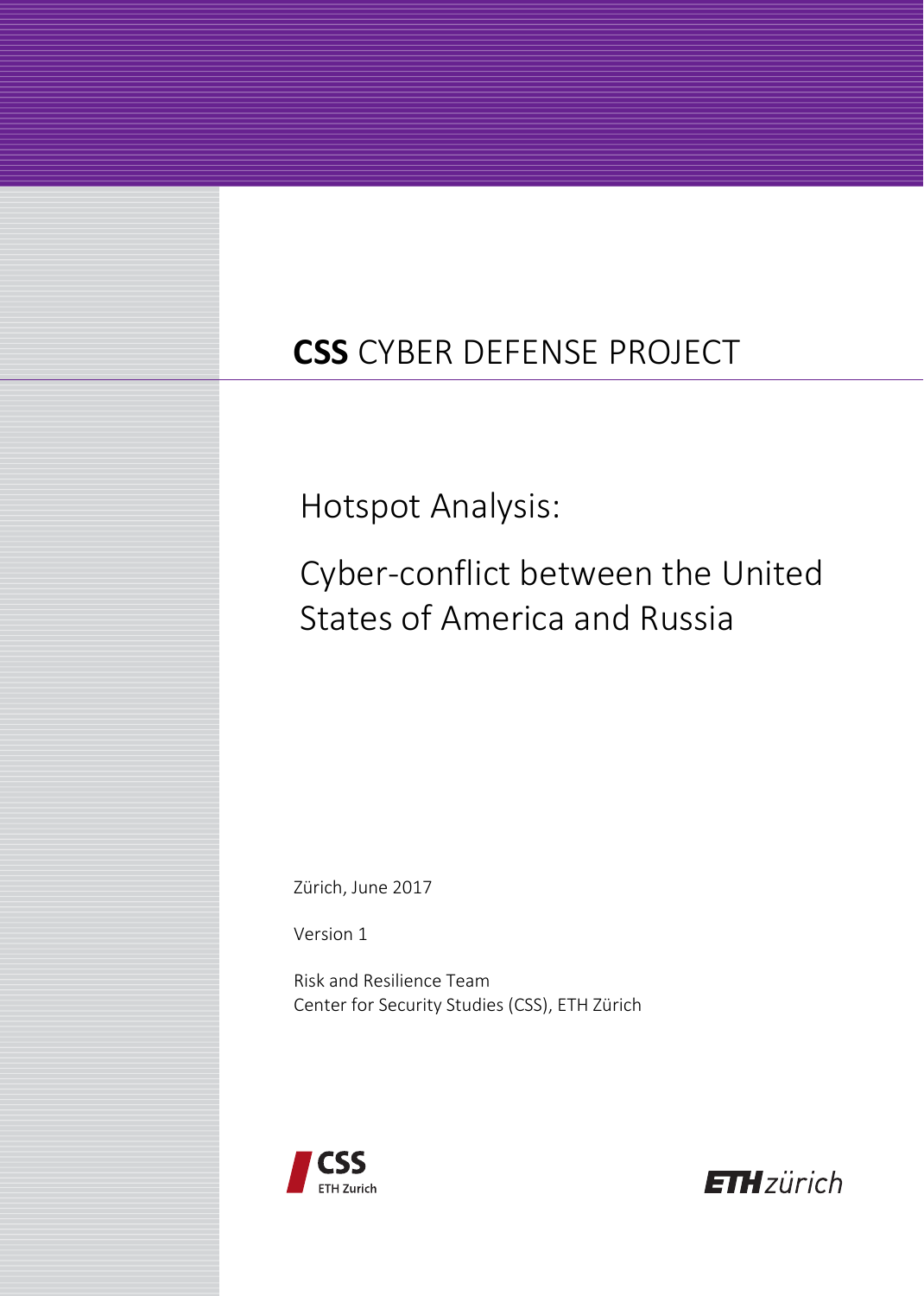**CSS** CYBER DEFENSE PROJECT

# Hotspot Analysis:

# Cyber-conflict between the United States of America and Russia

Zürich, June 2017

Version 1

Risk and Resilience Team
Center for Security Studies (CSS), ETH Zürich

CSS ETH Zurich

ETH zürich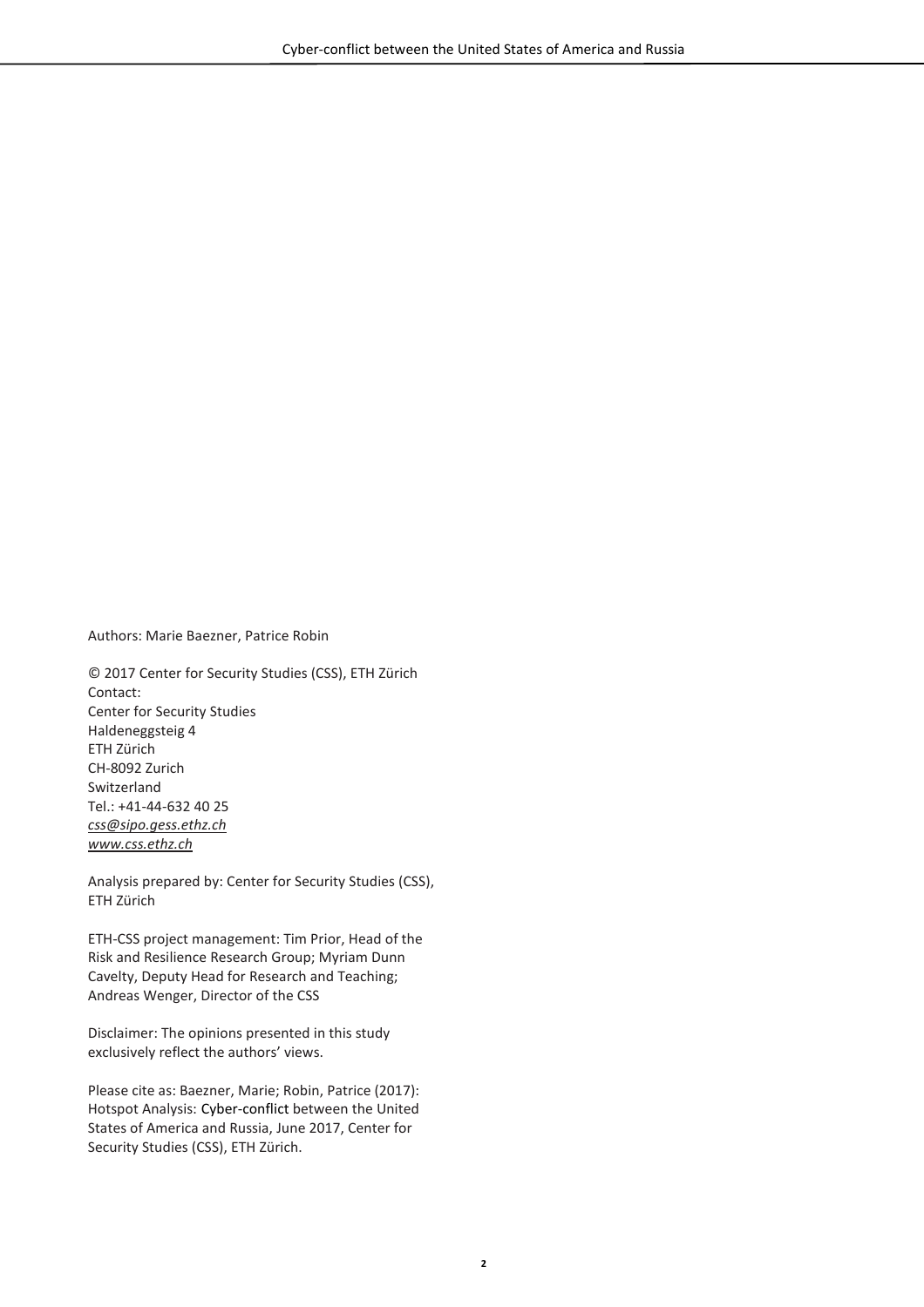Authors: Marie Baezner, Patrice Robin

© 2017 Center for Security Studies (CSS), ETH Zürich
Contact:
Center for Security Studies
Haldeneggsteig 4
ETH Zürich
CH-8092 Zurich
Switzerland
Tel.: +41-44-632 40 25
*css@sipo.gess.ethz.ch*
*www.css.ethz.ch*

Analysis prepared by: Center for Security Studies (CSS), ETH Zürich

ETH-CSS project management: Tim Prior, Head of the Risk and Resilience Research Group; Myriam Dunn Cavelty, Deputy Head for Research and Teaching; Andreas Wenger, Director of the CSS

Disclaimer: The opinions presented in this study exclusively reflect the authors' views.

Please cite as: Baezner, Marie; Robin, Patrice (2017): Hotspot Analysis: Cyber-conflict between the United States of America and Russia, June 2017, Center for Security Studies (CSS), ETH Zürich.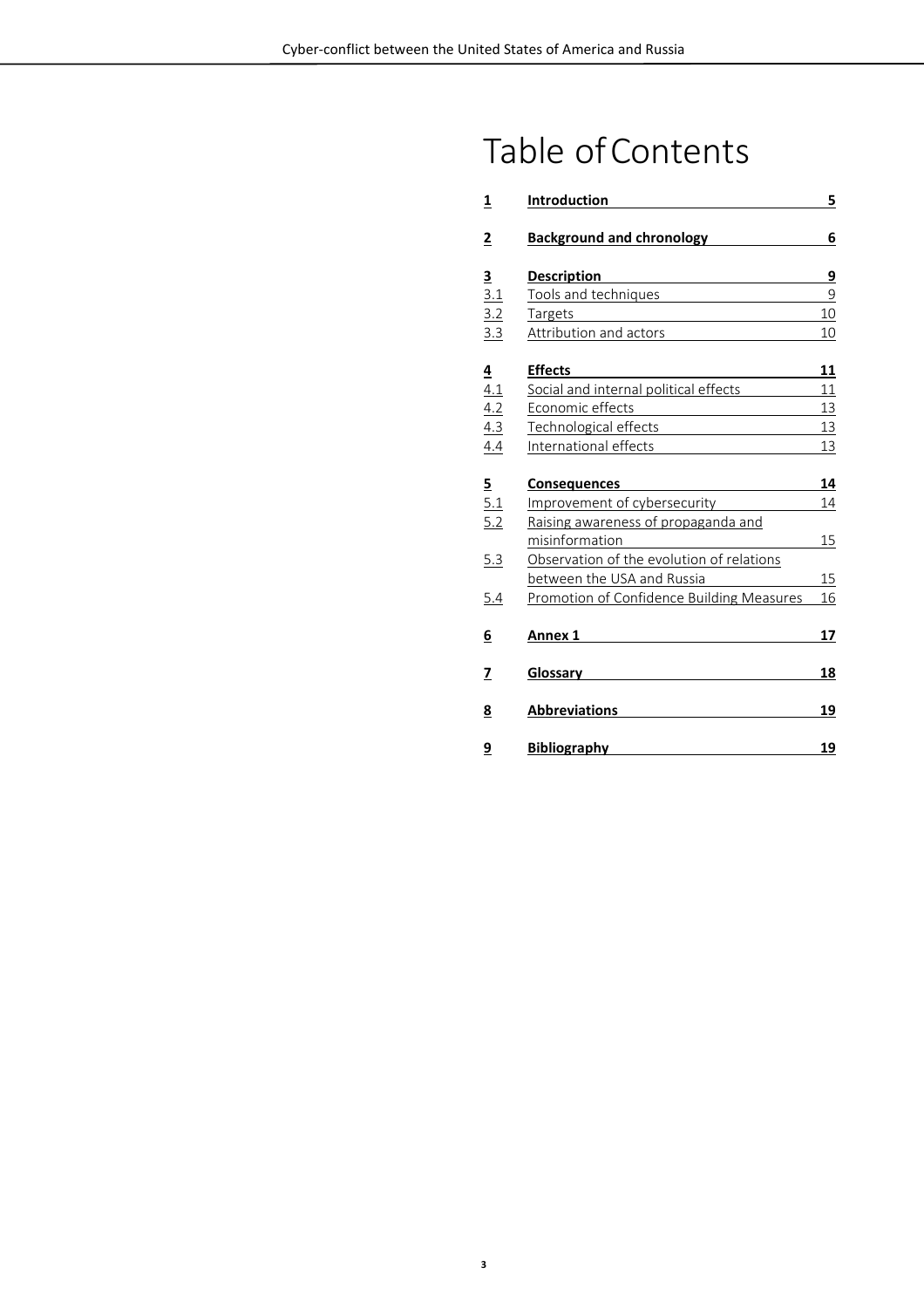# Table of Contents

| | | |
|---|---|---|
| **1** | **Introduction** | **5** |
| **2** | **Background and chronology** | **6** |
| **3** | **Description** | **9** |
| 3.1 | Tools and techniques | 9 |
| 3.2 | Targets | 10 |
| 3.3 | Attribution and actors | 10 |
| **4** | **Effects** | **11** |
| 4.1 | Social and internal political effects | 11 |
| 4.2 | Economic effects | 13 |
| 4.3 | Technological effects | 13 |
| 4.4 | International effects | 13 |
| **5** | **Consequences** | **14** |
| 5.1 | Improvement of cybersecurity | 14 |
| 5.2 | Raising awareness of propaganda and misinformation | 15 |
| 5.3 | Observation of the evolution of relations between the USA and Russia | 15 |
| 5.4 | Promotion of Confidence Building Measures | 16 |
| **6** | **Annex 1** | **17** |
| **7** | **Glossary** | **18** |
| **8** | **Abbreviations** | **19** |
| **9** | **Bibliography** | **19** |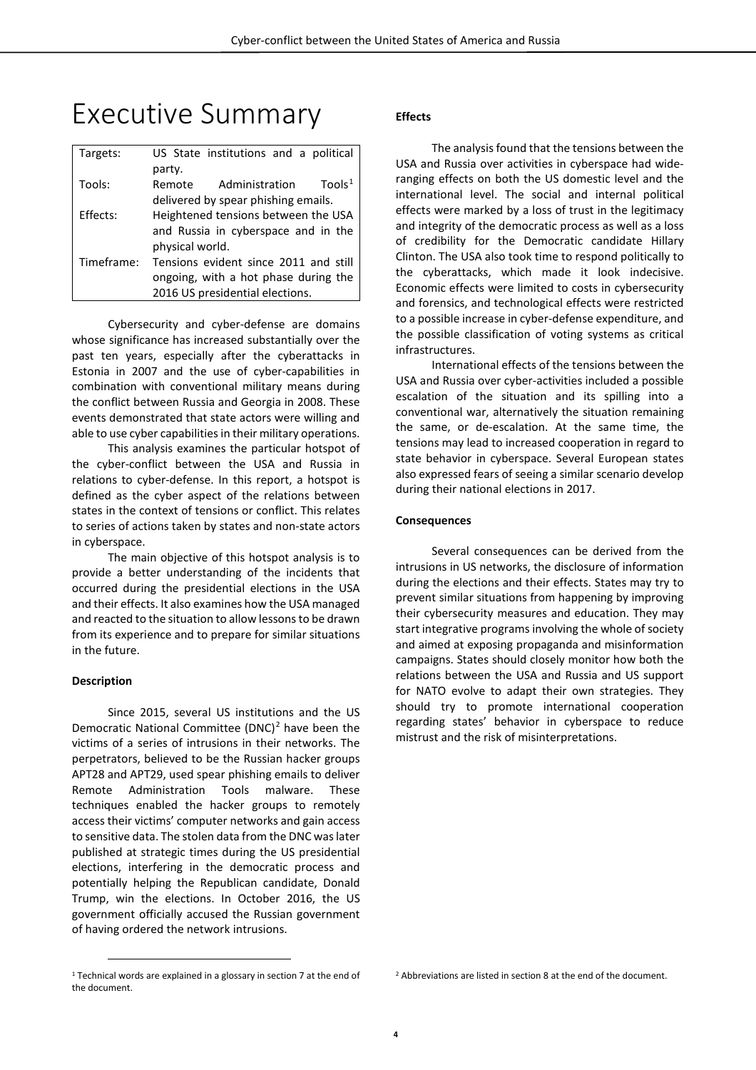# Executive Summary

| Targets: | US State institutions and a political party. |
|---|---|
| Tools: | Remote Administration Tools[1] delivered by spear phishing emails. |
| Effects: | Heightened tensions between the USA and Russia in cyberspace and in the physical world. |
| Timeframe: | Tensions evident since 2011 and still ongoing, with a hot phase during the 2016 US presidential elections. |

Cybersecurity and cyber-defense are domains whose significance has increased substantially over the past ten years, especially after the cyberattacks in Estonia in 2007 and the use of cyber-capabilities in combination with conventional military means during the conflict between Russia and Georgia in 2008. These events demonstrated that state actors were willing and able to use cyber capabilities in their military operations.

This analysis examines the particular hotspot of the cyber-conflict between the USA and Russia in relations to cyber-defense. In this report, a hotspot is defined as the cyber aspect of the relations between states in the context of tensions or conflict. This relates to series of actions taken by states and non-state actors in cyberspace.

The main objective of this hotspot analysis is to provide a better understanding of the incidents that occurred during the presidential elections in the USA and their effects. It also examines how the USA managed and reacted to the situation to allow lessons to be drawn from its experience and to prepare for similar situations in the future.

**Description**

Since 2015, several US institutions and the US Democratic National Committee (DNC)[2] have been the victims of a series of intrusions in their networks. The perpetrators, believed to be the Russian hacker groups APT28 and APT29, used spear phishing emails to deliver Remote Administration Tools malware. These techniques enabled the hacker groups to remotely access their victims' computer networks and gain access to sensitive data. The stolen data from the DNC was later published at strategic times during the US presidential elections, interfering in the democratic process and potentially helping the Republican candidate, Donald Trump, win the elections. In October 2016, the US government officially accused the Russian government of having ordered the network intrusions.

**Effects**

The analysis found that the tensions between the USA and Russia over activities in cyberspace had wide-ranging effects on both the US domestic level and the international level. The social and internal political effects were marked by a loss of trust in the legitimacy and integrity of the democratic process as well as a loss of credibility for the Democratic candidate Hillary Clinton. The USA also took time to respond politically to the cyberattacks, which made it look indecisive. Economic effects were limited to costs in cybersecurity and forensics, and technological effects were restricted to a possible increase in cyber-defense expenditure, and the possible classification of voting systems as critical infrastructures.

International effects of the tensions between the USA and Russia over cyber-activities included a possible escalation of the situation and its spilling into a conventional war, alternatively the situation remaining the same, or de-escalation. At the same time, the tensions may lead to increased cooperation in regard to state behavior in cyberspace. Several European states also expressed fears of seeing a similar scenario develop during their national elections in 2017.

**Consequences**

Several consequences can be derived from the intrusions in US networks, the disclosure of information during the elections and their effects. States may try to prevent similar situations from happening by improving their cybersecurity measures and education. They may start integrative programs involving the whole of society and aimed at exposing propaganda and misinformation campaigns. States should closely monitor how both the relations between the USA and Russia and US support for NATO evolve to adapt their own strategies. They should try to promote international cooperation regarding states' behavior in cyberspace to reduce mistrust and the risk of misinterpretations.

[1] Technical words are explained in a glossary in section 7 at the end of the document.

[2] Abbreviations are listed in section 8 at the end of the document.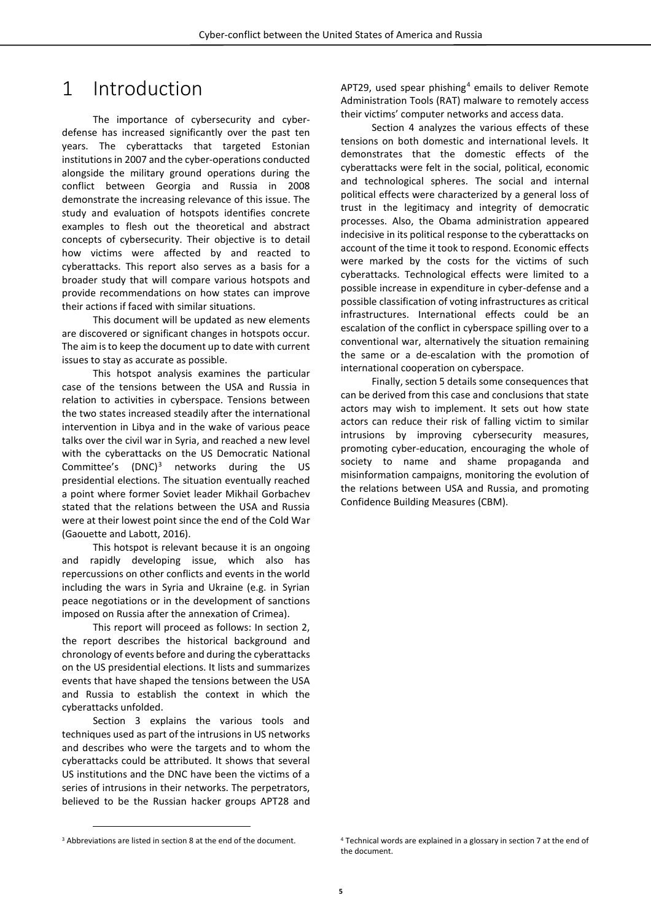# 1 Introduction

The importance of cybersecurity and cyber-defense has increased significantly over the past ten years. The cyberattacks that targeted Estonian institutions in 2007 and the cyber-operations conducted alongside the military ground operations during the conflict between Georgia and Russia in 2008 demonstrate the increasing relevance of this issue. The study and evaluation of hotspots identifies concrete examples to flesh out the theoretical and abstract concepts of cybersecurity. Their objective is to detail how victims were affected by and reacted to cyberattacks. This report also serves as a basis for a broader study that will compare various hotspots and provide recommendations on how states can improve their actions if faced with similar situations.

This document will be updated as new elements are discovered or significant changes in hotspots occur. The aim is to keep the document up to date with current issues to stay as accurate as possible.

This hotspot analysis examines the particular case of the tensions between the USA and Russia in relation to activities in cyberspace. Tensions between the two states increased steadily after the international intervention in Libya and in the wake of various peace talks over the civil war in Syria, and reached a new level with the cyberattacks on the US Democratic National Committee's (DNC)[3] networks during the US presidential elections. The situation eventually reached a point where former Soviet leader Mikhail Gorbachev stated that the relations between the USA and Russia were at their lowest point since the end of the Cold War (Gaouette and Labott, 2016).

This hotspot is relevant because it is an ongoing and rapidly developing issue, which also has repercussions on other conflicts and events in the world including the wars in Syria and Ukraine (e.g. in Syrian peace negotiations or in the development of sanctions imposed on Russia after the annexation of Crimea).

This report will proceed as follows: In section 2, the report describes the historical background and chronology of events before and during the cyberattacks on the US presidential elections. It lists and summarizes events that have shaped the tensions between the USA and Russia to establish the context in which the cyberattacks unfolded.

Section 3 explains the various tools and techniques used as part of the intrusions in US networks and describes who were the targets and to whom the cyberattacks could be attributed. It shows that several US institutions and the DNC have been the victims of a series of intrusions in their networks. The perpetrators, believed to be the Russian hacker groups APT28 and APT29, used spear phishing[4] emails to deliver Remote Administration Tools (RAT) malware to remotely access their victims' computer networks and access data.

Section 4 analyzes the various effects of these tensions on both domestic and international levels. It demonstrates that the domestic effects of the cyberattacks were felt in the social, political, economic and technological spheres. The social and internal political effects were characterized by a general loss of trust in the legitimacy and integrity of democratic processes. Also, the Obama administration appeared indecisive in its political response to the cyberattacks on account of the time it took to respond. Economic effects were marked by the costs for the victims of such cyberattacks. Technological effects were limited to a possible increase in expenditure in cyber-defense and a possible classification of voting infrastructures as critical infrastructures. International effects could be an escalation of the conflict in cyberspace spilling over to a conventional war, alternatively the situation remaining the same or a de-escalation with the promotion of international cooperation on cyberspace.

Finally, section 5 details some consequences that can be derived from this case and conclusions that state actors may wish to implement. It sets out how state actors can reduce their risk of falling victim to similar intrusions by improving cybersecurity measures, promoting cyber-education, encouraging the whole of society to name and shame propaganda and misinformation campaigns, monitoring the evolution of the relations between USA and Russia, and promoting Confidence Building Measures (CBM).

---

[3] Abbreviations are listed in section 8 at the end of the document.

[4] Technical words are explained in a glossary in section 7 at the end of the document.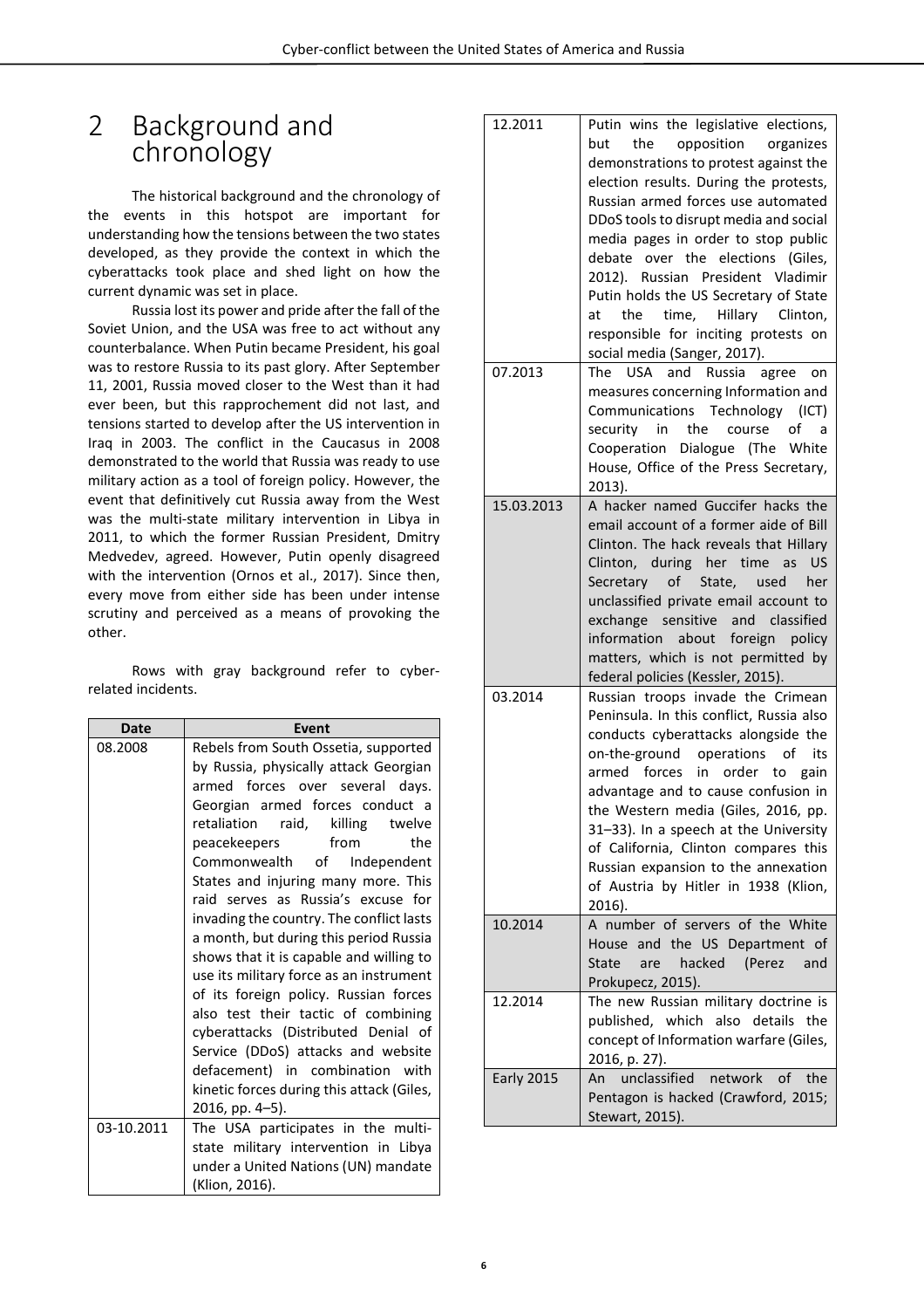# 2 Background and chronology

The historical background and the chronology of the events in this hotspot are important for understanding how the tensions between the two states developed, as they provide the context in which the cyberattacks took place and shed light on how the current dynamic was set in place.

Russia lost its power and pride after the fall of the Soviet Union, and the USA was free to act without any counterbalance. When Putin became President, his goal was to restore Russia to its past glory. After September 11, 2001, Russia moved closer to the West than it had ever been, but this rapprochement did not last, and tensions started to develop after the US intervention in Iraq in 2003. The conflict in the Caucasus in 2008 demonstrated to the world that Russia was ready to use military action as a tool of foreign policy. However, the event that definitively cut Russia away from the West was the multi-state military intervention in Libya in 2011, to which the former Russian President, Dmitry Medvedev, agreed. However, Putin openly disagreed with the intervention (Ornos et al., 2017). Since then, every move from either side has been under intense scrutiny and perceived as a means of provoking the other.

Rows with gray background refer to cyber-related incidents.

| Date | Event |
|---|---|
| 08.2008 | Rebels from South Ossetia, supported by Russia, physically attack Georgian armed forces over several days. Georgian armed forces conduct a retaliation raid, killing twelve peacekeepers from the Commonwealth of Independent States and injuring many more. This raid serves as Russia's excuse for invading the country. The conflict lasts a month, but during this period Russia shows that it is capable and willing to use its military force as an instrument of its foreign policy. Russian forces also test their tactic of combining cyberattacks (Distributed Denial of Service (DDoS) attacks and website defacement) in combination with kinetic forces during this attack (Giles, 2016, pp. 4–5). |
| 03-10.2011 | The USA participates in the multi-state military intervention in Libya under a United Nations (UN) mandate (Klion, 2016). |
| 12.2011 | Putin wins the legislative elections, but the opposition organizes demonstrations to protest against the election results. During the protests, Russian armed forces use automated DDoS tools to disrupt media and social media pages in order to stop public debate over the elections (Giles, 2012). Russian President Vladimir Putin holds the US Secretary of State at the time, Hillary Clinton, responsible for inciting protests on social media (Sanger, 2017). |
| 07.2013 | The USA and Russia agree on measures concerning Information and Communications Technology (ICT) security in the course of a Cooperation Dialogue (The White House, Office of the Press Secretary, 2013). |
| 15.03.2013 | A hacker named Guccifer hacks the email account of a former aide of Bill Clinton. The hack reveals that Hillary Clinton, during her time as US Secretary of State, used her unclassified private email account to exchange sensitive and classified information about foreign policy matters, which is not permitted by federal policies (Kessler, 2015). |
| 03.2014 | Russian troops invade the Crimean Peninsula. In this conflict, Russia also conducts cyberattacks alongside the on-the-ground operations of its armed forces in order to gain advantage and to cause confusion in the Western media (Giles, 2016, pp. 31–33). In a speech at the University of California, Clinton compares this Russian expansion to the annexation of Austria by Hitler in 1938 (Klion, 2016). |
| 10.2014 | A number of servers of the White House and the US Department of State are hacked (Perez and Prokupecz, 2015). |
| 12.2014 | The new Russian military doctrine is published, which also details the concept of Information warfare (Giles, 2016, p. 27). |
| Early 2015 | An unclassified network of the Pentagon is hacked (Crawford, 2015; Stewart, 2015). |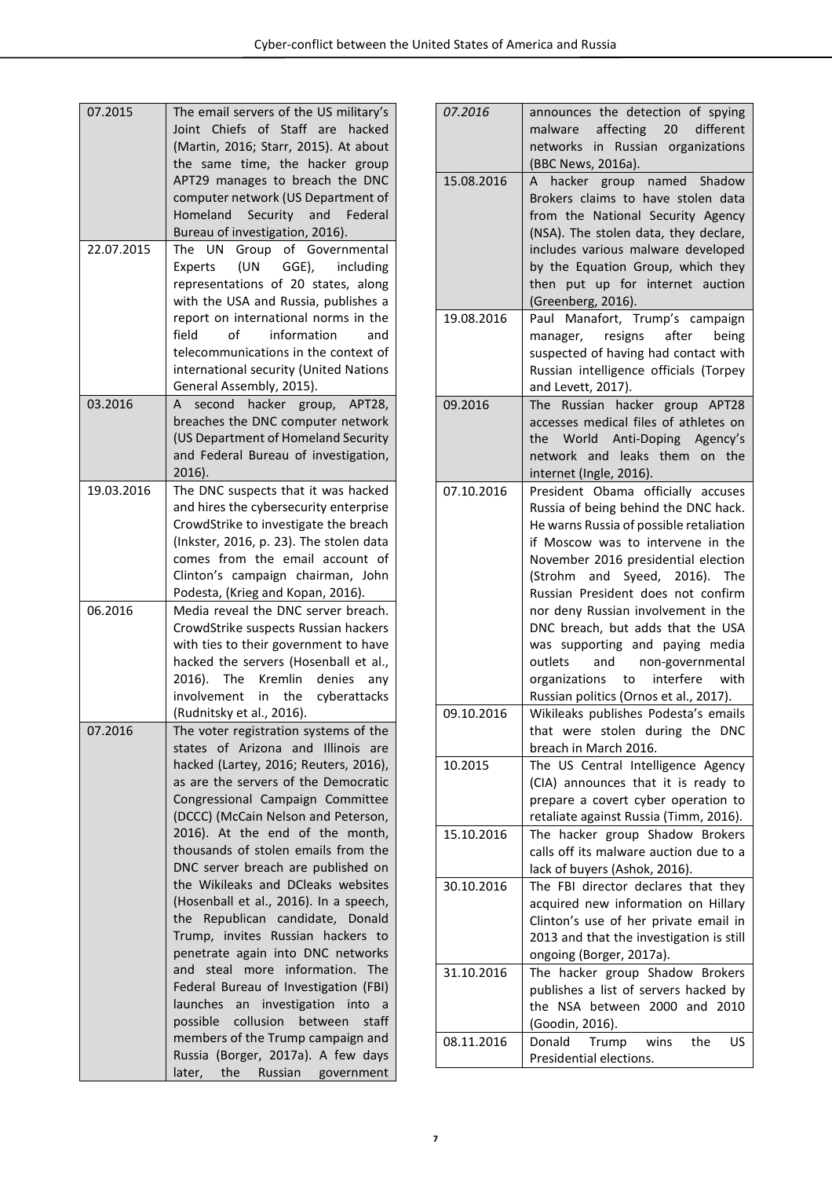| | |
|---|---|
| 07.2015 | The email servers of the US military's Joint Chiefs of Staff are hacked (Martin, 2016; Starr, 2015). At about the same time, the hacker group APT29 manages to breach the DNC computer network (US Department of Homeland Security and Federal Bureau of investigation, 2016). |
| 22.07.2015 | The UN Group of Governmental Experts (UN GGE), including representations of 20 states, along with the USA and Russia, publishes a report on international norms in the field of information and telecommunications in the context of international security (United Nations General Assembly, 2015). |
| 03.2016 | A second hacker group, APT28, breaches the DNC computer network (US Department of Homeland Security and Federal Bureau of investigation, 2016). |
| 19.03.2016 | The DNC suspects that it was hacked and hires the cybersecurity enterprise CrowdStrike to investigate the breach (Inkster, 2016, p. 23). The stolen data comes from the email account of Clinton's campaign chairman, John Podesta, (Krieg and Kopan, 2016). |
| 06.2016 | Media reveal the DNC server breach. CrowdStrike suspects Russian hackers with ties to their government to have hacked the servers (Hosenball et al., 2016). The Kremlin denies any involvement in the cyberattacks (Rudnitsky et al., 2016). |
| 07.2016 | The voter registration systems of the states of Arizona and Illinois are hacked (Lartey, 2016; Reuters, 2016), as are the servers of the Democratic Congressional Campaign Committee (DCCC) (McCain Nelson and Peterson, 2016). At the end of the month, thousands of stolen emails from the DNC server breach are published on the Wikileaks and DCleaks websites (Hosenball et al., 2016). In a speech, the Republican candidate, Donald Trump, invites Russian hackers to penetrate again into DNC networks and steal more information. The Federal Bureau of Investigation (FBI) launches an investigation into a possible collusion between staff members of the Trump campaign and Russia (Borger, 2017a). A few days later, the Russian government announces the detection of spying malware affecting 20 different networks in Russian organizations (BBC News, 2016a). |
| 15.08.2016 | A hacker group named Shadow Brokers claims to have stolen data from the National Security Agency (NSA). The stolen data, they declare, includes various malware developed by the Equation Group, which they then put up for internet auction (Greenberg, 2016). |
| 19.08.2016 | Paul Manafort, Trump's campaign manager, resigns after being suspected of having had contact with Russian intelligence officials (Torpey and Levett, 2017). |
| 09.2016 | The Russian hacker group APT28 accesses medical files of athletes on the World Anti-Doping Agency's network and leaks them on the internet (Ingle, 2016). |
| 07.10.2016 | President Obama officially accuses Russia of being behind the DNC hack. He warns Russia of possible retaliation if Moscow was to intervene in the November 2016 presidential election (Strohm and Syeed, 2016). The Russian President does not confirm nor deny Russian involvement in the DNC breach, but adds that the USA was supporting and paying media outlets and non-governmental organizations to interfere with Russian politics (Ornos et al., 2017). |
| 09.10.2016 | Wikileaks publishes Podesta's emails that were stolen during the DNC breach in March 2016. |
| 10.2015 | The US Central Intelligence Agency (CIA) announces that it is ready to prepare a covert cyber operation to retaliate against Russia (Timm, 2016). |
| 15.10.2016 | The hacker group Shadow Brokers calls off its malware auction due to a lack of buyers (Ashok, 2016). |
| 30.10.2016 | The FBI director declares that they acquired new information on Hillary Clinton's use of her private email in 2013 and that the investigation is still ongoing (Borger, 2017a). |
| 31.10.2016 | The hacker group Shadow Brokers publishes a list of servers hacked by the NSA between 2000 and 2010 (Goodin, 2016). |
| 08.11.2016 | Donald Trump wins the US Presidential elections. |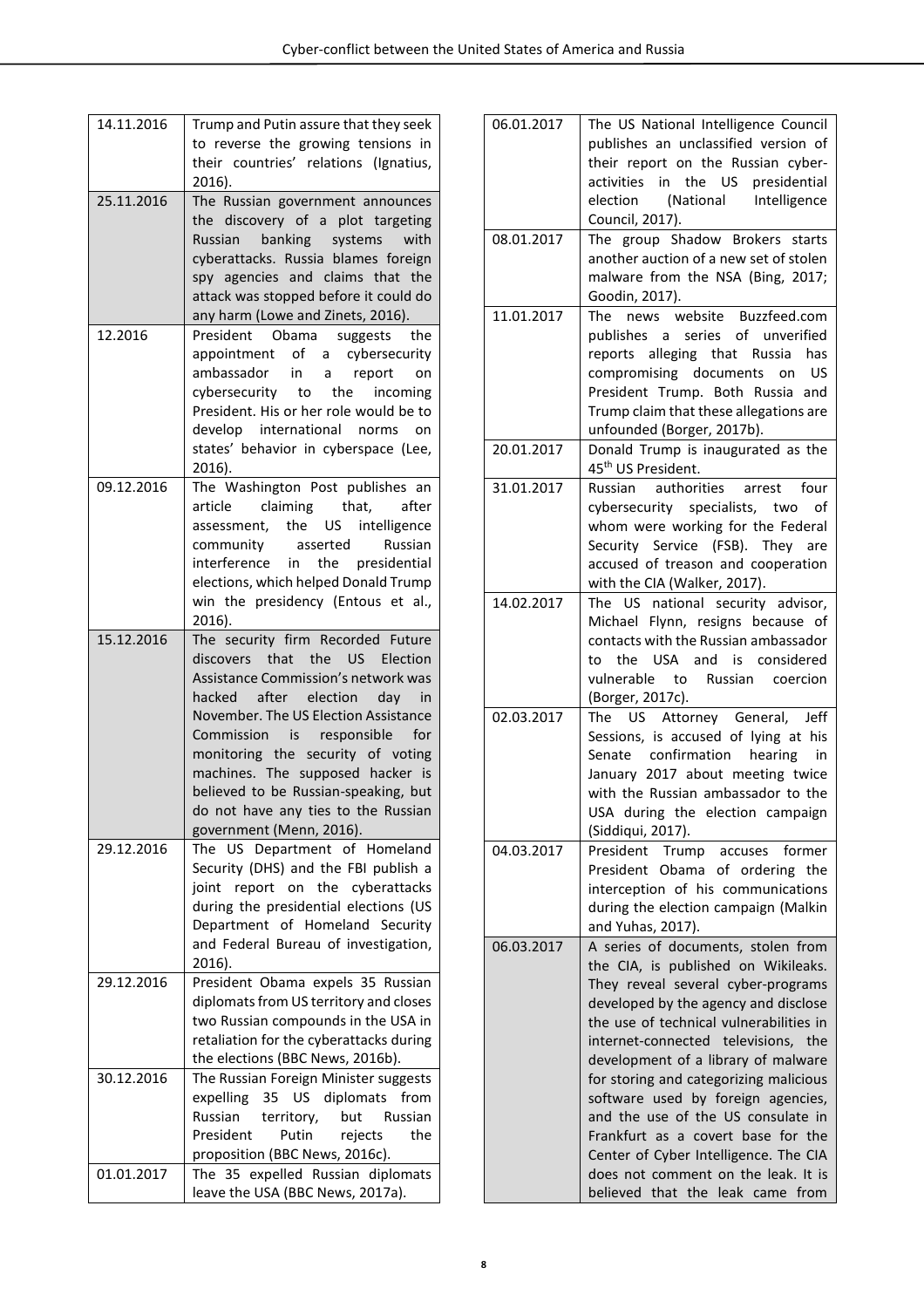| | |
|---|---|
| 14.11.2016 | Trump and Putin assure that they seek to reverse the growing tensions in their countries' relations (Ignatius, 2016). |
| 25.11.2016 | The Russian government announces the discovery of a plot targeting Russian banking systems with cyberattacks. Russia blames foreign spy agencies and claims that the attack was stopped before it could do any harm (Lowe and Zinets, 2016). |
| 12.2016 | President Obama suggests the appointment of a cybersecurity ambassador in a report on cybersecurity to the incoming President. His or her role would be to develop international norms on states' behavior in cyberspace (Lee, 2016). |
| 09.12.2016 | The Washington Post publishes an article claiming that, after assessment, the US intelligence community asserted Russian interference in the presidential elections, which helped Donald Trump win the presidency (Entous et al., 2016). |
| 15.12.2016 | The security firm Recorded Future discovers that the US Election Assistance Commission's network was hacked after election day in November. The US Election Assistance Commission is responsible for monitoring the security of voting machines. The supposed hacker is believed to be Russian-speaking, but do not have any ties to the Russian government (Menn, 2016). |
| 29.12.2016 | The US Department of Homeland Security (DHS) and the FBI publish a joint report on the cyberattacks during the presidential elections (US Department of Homeland Security and Federal Bureau of investigation, 2016). |
| 29.12.2016 | President Obama expels 35 Russian diplomats from US territory and closes two Russian compounds in the USA in retaliation for the cyberattacks during the elections (BBC News, 2016b). |
| 30.12.2016 | The Russian Foreign Minister suggests expelling 35 US diplomats from Russian territory, but Russian President Putin rejects the proposition (BBC News, 2016c). |
| 01.01.2017 | The 35 expelled Russian diplomats leave the USA (BBC News, 2017a). |
| 06.01.2017 | The US National Intelligence Council publishes an unclassified version of their report on the Russian cyber-activities in the US presidential election (National Intelligence Council, 2017). |
| 08.01.2017 | The group Shadow Brokers starts another auction of a new set of stolen malware from the NSA (Bing, 2017; Goodin, 2017). |
| 11.01.2017 | The news website Buzzfeed.com publishes a series of unverified reports alleging that Russia has compromising documents on US President Trump. Both Russia and Trump claim that these allegations are unfounded (Borger, 2017b). |
| 20.01.2017 | Donald Trump is inaugurated as the 45th US President. |
| 31.01.2017 | Russian authorities arrest four cybersecurity specialists, two of whom were working for the Federal Security Service (FSB). They are accused of treason and cooperation with the CIA (Walker, 2017). |
| 14.02.2017 | The US national security advisor, Michael Flynn, resigns because of contacts with the Russian ambassador to the USA and is considered vulnerable to Russian coercion (Borger, 2017c). |
| 02.03.2017 | The US Attorney General, Jeff Sessions, is accused of lying at his Senate confirmation hearing in January 2017 about meeting twice with the Russian ambassador to the USA during the election campaign (Siddiqui, 2017). |
| 04.03.2017 | President Trump accuses former President Obama of ordering the interception of his communications during the election campaign (Malkin and Yuhas, 2017). |
| 06.03.2017 | A series of documents, stolen from the CIA, is published on Wikileaks. They reveal several cyber-programs developed by the agency and disclose the use of technical vulnerabilities in internet-connected televisions, the development of a library of malware for storing and categorizing malicious software used by foreign agencies, and the use of the US consulate in Frankfurt as a covert base for the Center of Cyber Intelligence. The CIA does not comment on the leak. It is believed that the leak came from |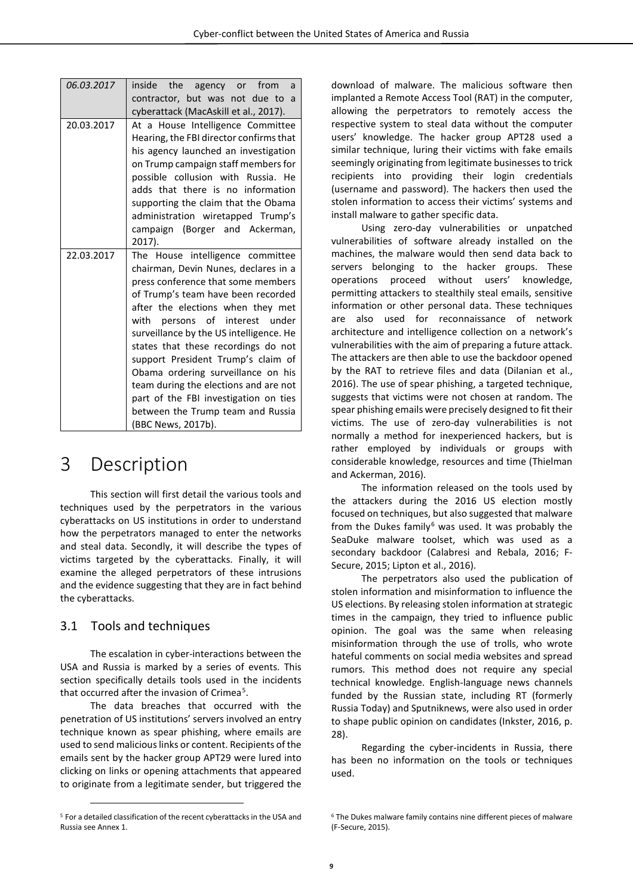| | |
|---|---|
| *06.03.2017* | inside the agency or from a contractor, but was not due to a cyberattack (MacAskill et al., 2017). |
| 20.03.2017 | At a House Intelligence Committee Hearing, the FBI director confirms that his agency launched an investigation on Trump campaign staff members for possible collusion with Russia. He adds that there is no information supporting the claim that the Obama administration wiretapped Trump's campaign (Borger and Ackerman, 2017). |
| 22.03.2017 | The House intelligence committee chairman, Devin Nunes, declares in a press conference that some members of Trump's team have been recorded after the elections when they met with persons of interest under surveillance by the US intelligence. He states that these recordings do not support President Trump's claim of Obama ordering surveillance on his team during the elections and are not part of the FBI investigation on ties between the Trump team and Russia (BBC News, 2017b). |

# 3 Description

This section will first detail the various tools and techniques used by the perpetrators in the various cyberattacks on US institutions in order to understand how the perpetrators managed to enter the networks and steal data. Secondly, it will describe the types of victims targeted by the cyberattacks. Finally, it will examine the alleged perpetrators of these intrusions and the evidence suggesting that they are in fact behind the cyberattacks.

## 3.1 Tools and techniques

The escalation in cyber-interactions between the USA and Russia is marked by a series of events. This section specifically details tools used in the incidents that occurred after the invasion of Crimea[5].

The data breaches that occurred with the penetration of US institutions' servers involved an entry technique known as spear phishing, where emails are used to send malicious links or content. Recipients of the emails sent by the hacker group APT29 were lured into clicking on links or opening attachments that appeared to originate from a legitimate sender, but triggered the download of malware. The malicious software then implanted a Remote Access Tool (RAT) in the computer, allowing the perpetrators to remotely access the respective system to steal data without the computer users' knowledge. The hacker group APT28 used a similar technique, luring their victims with fake emails seemingly originating from legitimate businesses to trick recipients into providing their login credentials (username and password). The hackers then used the stolen information to access their victims' systems and install malware to gather specific data.

Using zero-day vulnerabilities or unpatched vulnerabilities of software already installed on the machines, the malware would then send data back to servers belonging to the hacker groups. These operations proceed without users' knowledge, permitting attackers to stealthily steal emails, sensitive information or other personal data. These techniques are also used for reconnaissance of network architecture and intelligence collection on a network's vulnerabilities with the aim of preparing a future attack. The attackers are then able to use the backdoor opened by the RAT to retrieve files and data (Dilanian et al., 2016). The use of spear phishing, a targeted technique, suggests that victims were not chosen at random. The spear phishing emails were precisely designed to fit their victims. The use of zero-day vulnerabilities is not normally a method for inexperienced hackers, but is rather employed by individuals or groups with considerable knowledge, resources and time (Thielman and Ackerman, 2016).

The information released on the tools used by the attackers during the 2016 US election mostly focused on techniques, but also suggested that malware from the Dukes family[6] was used. It was probably the SeaDuke malware toolset, which was used as a secondary backdoor (Calabresi and Rebala, 2016; F-Secure, 2015; Lipton et al., 2016).

The perpetrators also used the publication of stolen information and misinformation to influence the US elections. By releasing stolen information at strategic times in the campaign, they tried to influence public opinion. The goal was the same when releasing misinformation through the use of trolls, who wrote hateful comments on social media websites and spread rumors. This method does not require any special technical knowledge. English-language news channels funded by the Russian state, including RT (formerly Russia Today) and Sputniknews, were also used in order to shape public opinion on candidates (Inkster, 2016, p. 28).

Regarding the cyber-incidents in Russia, there has been no information on the tools or techniques used.

[5] For a detailed classification of the recent cyberattacks in the USA and Russia see Annex 1.

[6] The Dukes malware family contains nine different pieces of malware (F-Secure, 2015).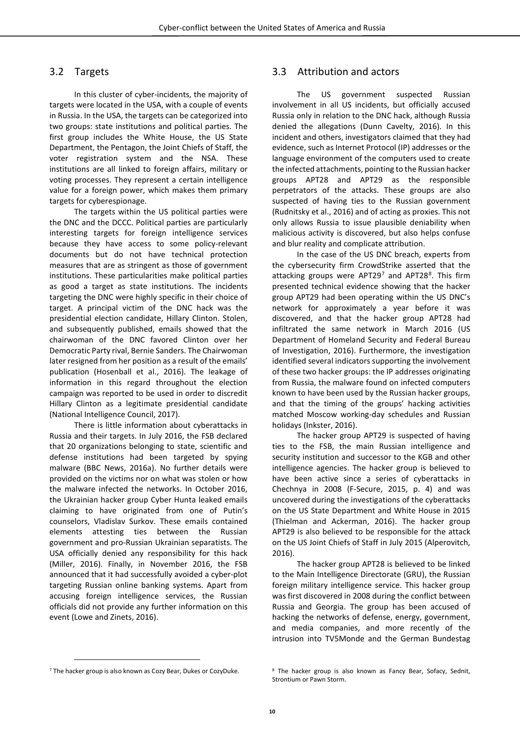## 3.2 Targets

In this cluster of cyber-incidents, the majority of targets were located in the USA, with a couple of events in Russia. In the USA, the targets can be categorized into two groups: state institutions and political parties. The first group includes the White House, the US State Department, the Pentagon, the Joint Chiefs of Staff, the voter registration system and the NSA. These institutions are all linked to foreign affairs, military or voting processes. They represent a certain intelligence value for a foreign power, which makes them primary targets for cyberespionage.

The targets within the US political parties were the DNC and the DCCC. Political parties are particularly interesting targets for foreign intelligence services because they have access to some policy-relevant documents but do not have technical protection measures that are as stringent as those of government institutions. These particularities make political parties as good a target as state institutions. The incidents targeting the DNC were highly specific in their choice of target. A principal victim of the DNC hack was the presidential election candidate, Hillary Clinton. Stolen, and subsequently published, emails showed that the chairwoman of the DNC favored Clinton over her Democratic Party rival, Bernie Sanders. The Chairwoman later resigned from her position as a result of the emails' publication (Hosenball et al., 2016). The leakage of information in this regard throughout the election campaign was reported to be used in order to discredit Hillary Clinton as a legitimate presidential candidate (National Intelligence Council, 2017).

There is little information about cyberattacks in Russia and their targets. In July 2016, the FSB declared that 20 organizations belonging to state, scientific and defense institutions had been targeted by spying malware (BBC News, 2016a). No further details were provided on the victims nor on what was stolen or how the malware infected the networks. In October 2016, the Ukrainian hacker group Cyber Hunta leaked emails claiming to have originated from one of Putin's counselors, Vladislav Surkov. These emails contained elements attesting ties between the Russian government and pro-Russian Ukrainian separatists. The USA officially denied any responsibility for this hack (Miller, 2016). Finally, in November 2016, the FSB announced that it had successfully avoided a cyber-plot targeting Russian online banking systems. Apart from accusing foreign intelligence services, the Russian officials did not provide any further information on this event (Lowe and Zinets, 2016).

## 3.3 Attribution and actors

The US government suspected Russian involvement in all US incidents, but officially accused Russia only in relation to the DNC hack, although Russia denied the allegations (Dunn Cavelty, 2016). In this incident and others, investigators claimed that they had evidence, such as Internet Protocol (IP) addresses or the language environment of the computers used to create the infected attachments, pointing to the Russian hacker groups APT28 and APT29 as the responsible perpetrators of the attacks. These groups are also suspected of having ties to the Russian government (Rudnitsky et al., 2016) and of acting as proxies. This not only allows Russia to issue plausible deniability when malicious activity is discovered, but also helps confuse and blur reality and complicate attribution.

In the case of the US DNC breach, experts from the cybersecurity firm CrowdStrike asserted that the attacking groups were APT29[7] and APT28[8]. This firm presented technical evidence showing that the hacker group APT29 had been operating within the US DNC's network for approximately a year before it was discovered, and that the hacker group APT28 had infiltrated the same network in March 2016 (US Department of Homeland Security and Federal Bureau of Investigation, 2016). Furthermore, the investigation identified several indicators supporting the involvement of these two hacker groups: the IP addresses originating from Russia, the malware found on infected computers known to have been used by the Russian hacker groups, and that the timing of the groups' hacking activities matched Moscow working-day schedules and Russian holidays (Inkster, 2016).

The hacker group APT29 is suspected of having ties to the FSB, the main Russian intelligence and security institution and successor to the KGB and other intelligence agencies. The hacker group is believed to have been active since a series of cyberattacks in Chechnya in 2008 (F-Secure, 2015, p. 4) and was uncovered during the investigations of the cyberattacks on the US State Department and White House in 2015 (Thielman and Ackerman, 2016). The hacker group APT29 is also believed to be responsible for the attack on the US Joint Chiefs of Staff in July 2015 (Alperovitch, 2016).

The hacker group APT28 is believed to be linked to the Main Intelligence Directorate (GRU), the Russian foreign military intelligence service. This hacker group was first discovered in 2008 during the conflict between Russia and Georgia. The group has been accused of hacking the networks of defense, energy, government, and media companies, and more recently of the intrusion into TV5Monde and the German Bundestag

---

[7] The hacker group is also known as Cozy Bear, Dukes or CozyDuke.

[8] The hacker group is also known as Fancy Bear, Sofacy, Sednit, Strontium or Pawn Storm.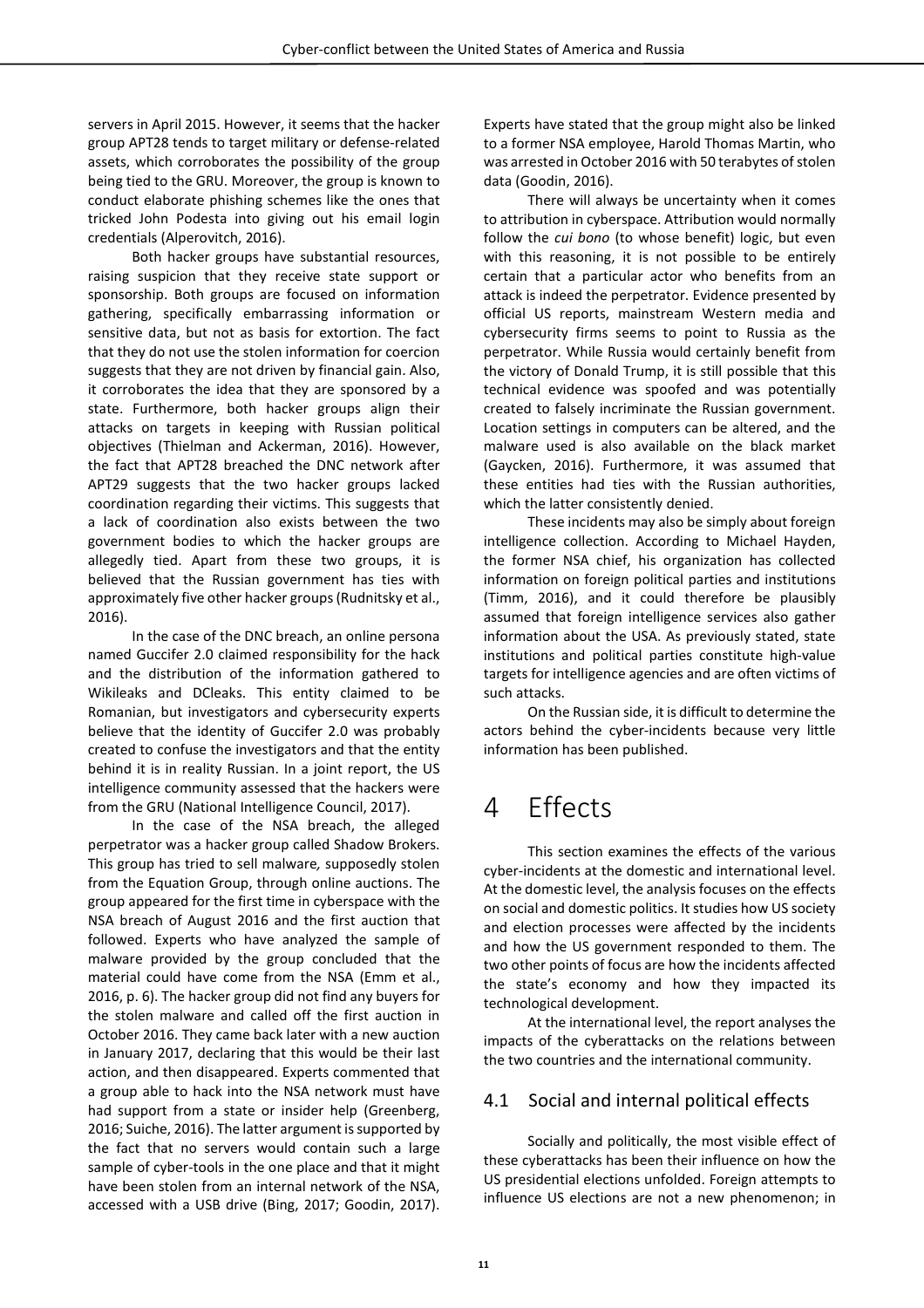servers in April 2015. However, it seems that the hacker group APT28 tends to target military or defense-related assets, which corroborates the possibility of the group being tied to the GRU. Moreover, the group is known to conduct elaborate phishing schemes like the ones that tricked John Podesta into giving out his email login credentials (Alperovitch, 2016).

Both hacker groups have substantial resources, raising suspicion that they receive state support or sponsorship. Both groups are focused on information gathering, specifically embarrassing information or sensitive data, but not as basis for extortion. The fact that they do not use the stolen information for coercion suggests that they are not driven by financial gain. Also, it corroborates the idea that they are sponsored by a state. Furthermore, both hacker groups align their attacks on targets in keeping with Russian political objectives (Thielman and Ackerman, 2016). However, the fact that APT28 breached the DNC network after APT29 suggests that the two hacker groups lacked coordination regarding their victims. This suggests that a lack of coordination also exists between the two government bodies to which the hacker groups are allegedly tied. Apart from these two groups, it is believed that the Russian government has ties with approximately five other hacker groups (Rudnitsky et al., 2016).

In the case of the DNC breach, an online persona named Guccifer 2.0 claimed responsibility for the hack and the distribution of the information gathered to Wikileaks and DCleaks. This entity claimed to be Romanian, but investigators and cybersecurity experts believe that the identity of Guccifer 2.0 was probably created to confuse the investigators and that the entity behind it is in reality Russian. In a joint report, the US intelligence community assessed that the hackers were from the GRU (National Intelligence Council, 2017).

In the case of the NSA breach, the alleged perpetrator was a hacker group called Shadow Brokers. This group has tried to sell malware*,* supposedly stolen from the Equation Group, through online auctions. The group appeared for the first time in cyberspace with the NSA breach of August 2016 and the first auction that followed. Experts who have analyzed the sample of malware provided by the group concluded that the material could have come from the NSA (Emm et al., 2016, p. 6). The hacker group did not find any buyers for the stolen malware and called off the first auction in October 2016. They came back later with a new auction in January 2017, declaring that this would be their last action, and then disappeared. Experts commented that a group able to hack into the NSA network must have had support from a state or insider help (Greenberg, 2016; Suiche, 2016). The latter argument is supported by the fact that no servers would contain such a large sample of cyber-tools in the one place and that it might have been stolen from an internal network of the NSA, accessed with a USB drive (Bing, 2017; Goodin, 2017). Experts have stated that the group might also be linked to a former NSA employee, Harold Thomas Martin, who was arrested in October 2016 with 50 terabytes of stolen data (Goodin, 2016).

There will always be uncertainty when it comes to attribution in cyberspace. Attribution would normally follow the *cui bono* (to whose benefit) logic, but even with this reasoning, it is not possible to be entirely certain that a particular actor who benefits from an attack is indeed the perpetrator. Evidence presented by official US reports, mainstream Western media and cybersecurity firms seems to point to Russia as the perpetrator. While Russia would certainly benefit from the victory of Donald Trump, it is still possible that this technical evidence was spoofed and was potentially created to falsely incriminate the Russian government. Location settings in computers can be altered, and the malware used is also available on the black market (Gaycken, 2016). Furthermore, it was assumed that these entities had ties with the Russian authorities, which the latter consistently denied.

These incidents may also be simply about foreign intelligence collection. According to Michael Hayden, the former NSA chief, his organization has collected information on foreign political parties and institutions (Timm, 2016), and it could therefore be plausibly assumed that foreign intelligence services also gather information about the USA. As previously stated, state institutions and political parties constitute high-value targets for intelligence agencies and are often victims of such attacks.

On the Russian side, it is difficult to determine the actors behind the cyber-incidents because very little information has been published.

# 4 Effects

This section examines the effects of the various cyber-incidents at the domestic and international level. At the domestic level, the analysis focuses on the effects on social and domestic politics. It studies how US society and election processes were affected by the incidents and how the US government responded to them. The two other points of focus are how the incidents affected the state's economy and how they impacted its technological development.

At the international level, the report analyses the impacts of the cyberattacks on the relations between the two countries and the international community.

## 4.1 Social and internal political effects

Socially and politically, the most visible effect of these cyberattacks has been their influence on how the US presidential elections unfolded. Foreign attempts to influence US elections are not a new phenomenon; in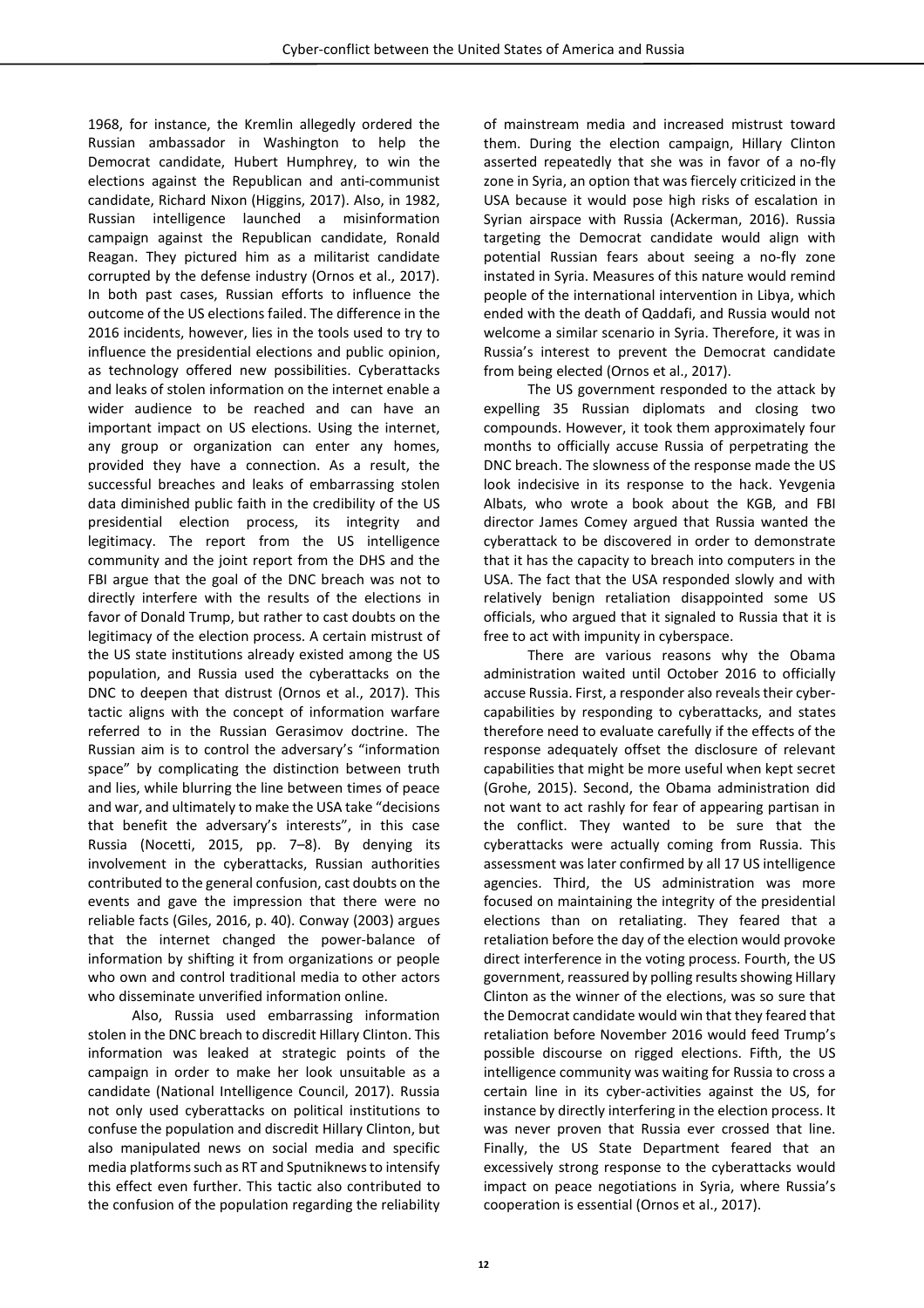1968, for instance, the Kremlin allegedly ordered the Russian ambassador in Washington to help the Democrat candidate, Hubert Humphrey, to win the elections against the Republican and anti-communist candidate, Richard Nixon (Higgins, 2017). Also, in 1982, Russian intelligence launched a misinformation campaign against the Republican candidate, Ronald Reagan. They pictured him as a militarist candidate corrupted by the defense industry (Ornos et al., 2017). In both past cases, Russian efforts to influence the outcome of the US elections failed. The difference in the 2016 incidents, however, lies in the tools used to try to influence the presidential elections and public opinion, as technology offered new possibilities. Cyberattacks and leaks of stolen information on the internet enable a wider audience to be reached and can have an important impact on US elections. Using the internet, any group or organization can enter any homes, provided they have a connection. As a result, the successful breaches and leaks of embarrassing stolen data diminished public faith in the credibility of the US presidential election process, its integrity and legitimacy. The report from the US intelligence community and the joint report from the DHS and the FBI argue that the goal of the DNC breach was not to directly interfere with the results of the elections in favor of Donald Trump, but rather to cast doubts on the legitimacy of the election process. A certain mistrust of the US state institutions already existed among the US population, and Russia used the cyberattacks on the DNC to deepen that distrust (Ornos et al., 2017). This tactic aligns with the concept of information warfare referred to in the Russian Gerasimov doctrine. The Russian aim is to control the adversary's "information space" by complicating the distinction between truth and lies, while blurring the line between times of peace and war, and ultimately to make the USA take "decisions that benefit the adversary's interests", in this case Russia (Nocetti, 2015, pp. 7–8). By denying its involvement in the cyberattacks, Russian authorities contributed to the general confusion, cast doubts on the events and gave the impression that there were no reliable facts (Giles, 2016, p. 40). Conway (2003) argues that the internet changed the power-balance of information by shifting it from organizations or people who own and control traditional media to other actors who disseminate unverified information online.

Also, Russia used embarrassing information stolen in the DNC breach to discredit Hillary Clinton. This information was leaked at strategic points of the campaign in order to make her look unsuitable as a candidate (National Intelligence Council, 2017). Russia not only used cyberattacks on political institutions to confuse the population and discredit Hillary Clinton, but also manipulated news on social media and specific media platforms such as RT and Sputniknews to intensify this effect even further. This tactic also contributed to the confusion of the population regarding the reliability of mainstream media and increased mistrust toward them. During the election campaign, Hillary Clinton asserted repeatedly that she was in favor of a no-fly zone in Syria, an option that was fiercely criticized in the USA because it would pose high risks of escalation in Syrian airspace with Russia (Ackerman, 2016). Russia targeting the Democrat candidate would align with potential Russian fears about seeing a no-fly zone instated in Syria. Measures of this nature would remind people of the international intervention in Libya, which ended with the death of Qaddafi, and Russia would not welcome a similar scenario in Syria. Therefore, it was in Russia's interest to prevent the Democrat candidate from being elected (Ornos et al., 2017).

The US government responded to the attack by expelling 35 Russian diplomats and closing two compounds. However, it took them approximately four months to officially accuse Russia of perpetrating the DNC breach. The slowness of the response made the US look indecisive in its response to the hack. Yevgenia Albats, who wrote a book about the KGB, and FBI director James Comey argued that Russia wanted the cyberattack to be discovered in order to demonstrate that it has the capacity to breach into computers in the USA. The fact that the USA responded slowly and with relatively benign retaliation disappointed some US officials, who argued that it signaled to Russia that it is free to act with impunity in cyberspace.

There are various reasons why the Obama administration waited until October 2016 to officially accuse Russia. First, a responder also reveals their cyber-capabilities by responding to cyberattacks, and states therefore need to evaluate carefully if the effects of the response adequately offset the disclosure of relevant capabilities that might be more useful when kept secret (Grohe, 2015). Second, the Obama administration did not want to act rashly for fear of appearing partisan in the conflict. They wanted to be sure that the cyberattacks were actually coming from Russia. This assessment was later confirmed by all 17 US intelligence agencies. Third, the US administration was more focused on maintaining the integrity of the presidential elections than on retaliating. They feared that a retaliation before the day of the election would provoke direct interference in the voting process. Fourth, the US government, reassured by polling results showing Hillary Clinton as the winner of the elections, was so sure that the Democrat candidate would win that they feared that retaliation before November 2016 would feed Trump's possible discourse on rigged elections. Fifth, the US intelligence community was waiting for Russia to cross a certain line in its cyber-activities against the US, for instance by directly interfering in the election process. It was never proven that Russia ever crossed that line. Finally, the US State Department feared that an excessively strong response to the cyberattacks would impact on peace negotiations in Syria, where Russia's cooperation is essential (Ornos et al., 2017).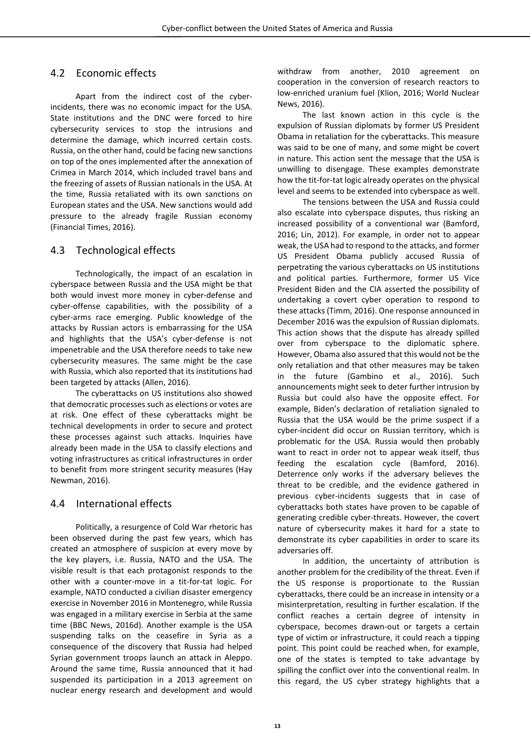## 4.2 Economic effects

Apart from the indirect cost of the cyber-incidents, there was no economic impact for the USA. State institutions and the DNC were forced to hire cybersecurity services to stop the intrusions and determine the damage, which incurred certain costs. Russia, on the other hand, could be facing new sanctions on top of the ones implemented after the annexation of Crimea in March 2014, which included travel bans and the freezing of assets of Russian nationals in the USA. At the time, Russia retaliated with its own sanctions on European states and the USA. New sanctions would add pressure to the already fragile Russian economy (Financial Times, 2016).

## 4.3 Technological effects

Technologically, the impact of an escalation in cyberspace between Russia and the USA might be that both would invest more money in cyber-defense and cyber-offense capabilities, with the possibility of a cyber-arms race emerging. Public knowledge of the attacks by Russian actors is embarrassing for the USA and highlights that the USA's cyber-defense is not impenetrable and the USA therefore needs to take new cybersecurity measures. The same might be the case with Russia, which also reported that its institutions had been targeted by attacks (Allen, 2016).

The cyberattacks on US institutions also showed that democratic processes such as elections or votes are at risk. One effect of these cyberattacks might be technical developments in order to secure and protect these processes against such attacks. Inquiries have already been made in the USA to classify elections and voting infrastructures as critical infrastructures in order to benefit from more stringent security measures (Hay Newman, 2016).

## 4.4 International effects

Politically, a resurgence of Cold War rhetoric has been observed during the past few years, which has created an atmosphere of suspicion at every move by the key players, i.e. Russia, NATO and the USA. The visible result is that each protagonist responds to the other with a counter-move in a tit-for-tat logic. For example, NATO conducted a civilian disaster emergency exercise in November 2016 in Montenegro, while Russia was engaged in a military exercise in Serbia at the same time (BBC News, 2016d). Another example is the USA suspending talks on the ceasefire in Syria as a consequence of the discovery that Russia had helped Syrian government troops launch an attack in Aleppo. Around the same time, Russia announced that it had suspended its participation in a 2013 agreement on nuclear energy research and development and would withdraw from another, 2010 agreement on cooperation in the conversion of research reactors to low-enriched uranium fuel (Klion, 2016; World Nuclear News, 2016).

The last known action in this cycle is the expulsion of Russian diplomats by former US President Obama in retaliation for the cyberattacks. This measure was said to be one of many, and some might be covert in nature. This action sent the message that the USA is unwilling to disengage. These examples demonstrate how the tit-for-tat logic already operates on the physical level and seems to be extended into cyberspace as well.

The tensions between the USA and Russia could also escalate into cyberspace disputes, thus risking an increased possibility of a conventional war (Bamford, 2016; Lin, 2012). For example, in order not to appear weak, the USA had to respond to the attacks, and former US President Obama publicly accused Russia of perpetrating the various cyberattacks on US institutions and political parties. Furthermore, former US Vice President Biden and the CIA asserted the possibility of undertaking a covert cyber operation to respond to these attacks (Timm, 2016). One response announced in December 2016 was the expulsion of Russian diplomats. This action shows that the dispute has already spilled over from cyberspace to the diplomatic sphere. However, Obama also assured that this would not be the only retaliation and that other measures may be taken in the future (Gambino et al., 2016). Such announcements might seek to deter further intrusion by Russia but could also have the opposite effect. For example, Biden's declaration of retaliation signaled to Russia that the USA would be the prime suspect if a cyber-incident did occur on Russian territory, which is problematic for the USA. Russia would then probably want to react in order not to appear weak itself, thus feeding the escalation cycle (Bamford, 2016). Deterrence only works if the adversary believes the threat to be credible, and the evidence gathered in previous cyber-incidents suggests that in case of cyberattacks both states have proven to be capable of generating credible cyber-threats. However, the covert nature of cybersecurity makes it hard for a state to demonstrate its cyber capabilities in order to scare its adversaries off.

In addition, the uncertainty of attribution is another problem for the credibility of the threat. Even if the US response is proportionate to the Russian cyberattacks, there could be an increase in intensity or a misinterpretation, resulting in further escalation. If the conflict reaches a certain degree of intensity in cyberspace, becomes drawn-out or targets a certain type of victim or infrastructure, it could reach a tipping point. This point could be reached when, for example, one of the states is tempted to take advantage by spilling the conflict over into the conventional realm. In this regard, the US cyber strategy highlights that a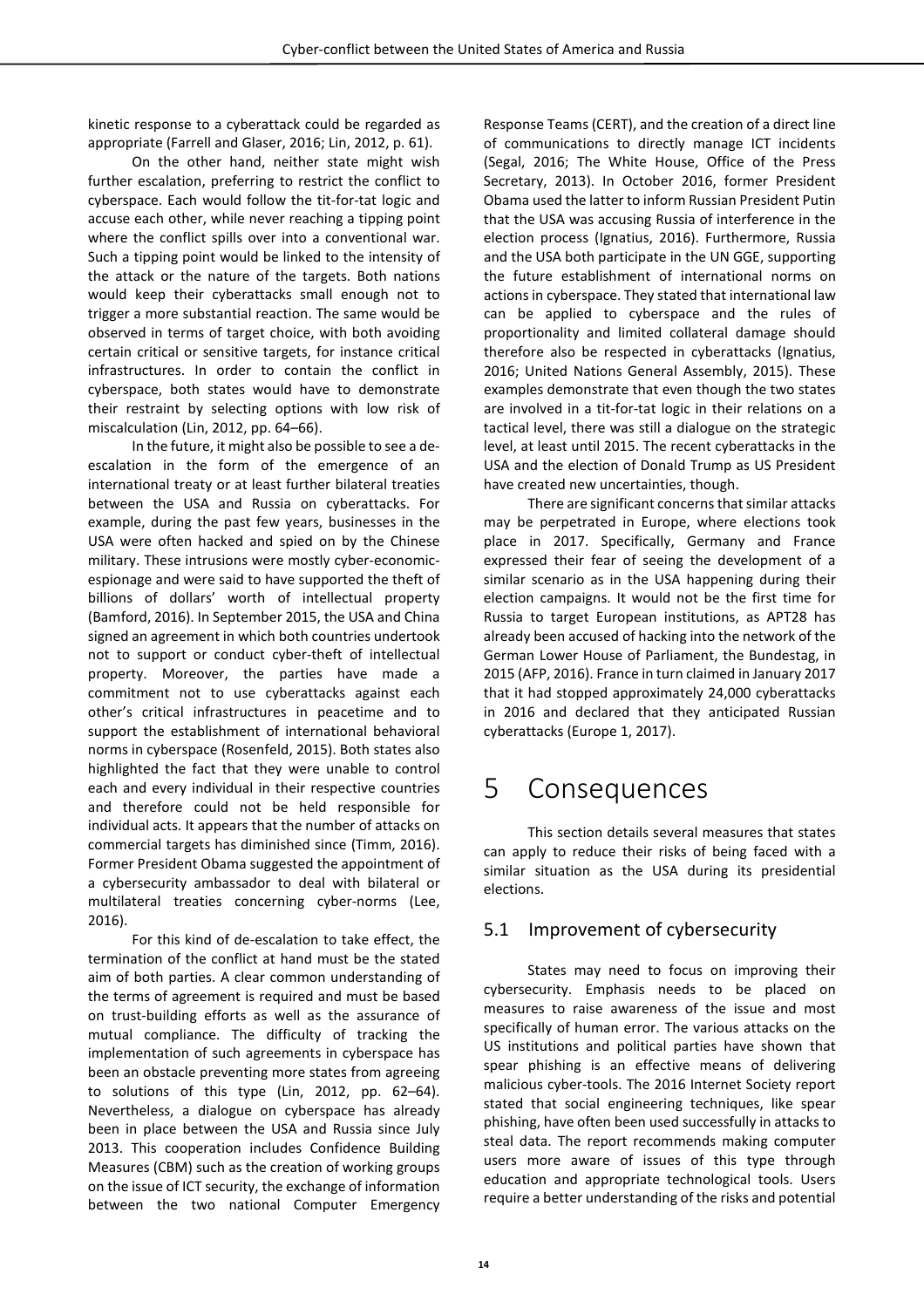kinetic response to a cyberattack could be regarded as appropriate (Farrell and Glaser, 2016; Lin, 2012, p. 61).

On the other hand, neither state might wish further escalation, preferring to restrict the conflict to cyberspace. Each would follow the tit-for-tat logic and accuse each other, while never reaching a tipping point where the conflict spills over into a conventional war. Such a tipping point would be linked to the intensity of the attack or the nature of the targets. Both nations would keep their cyberattacks small enough not to trigger a more substantial reaction. The same would be observed in terms of target choice, with both avoiding certain critical or sensitive targets, for instance critical infrastructures. In order to contain the conflict in cyberspace, both states would have to demonstrate their restraint by selecting options with low risk of miscalculation (Lin, 2012, pp. 64–66).

In the future, it might also be possible to see a de-escalation in the form of the emergence of an international treaty or at least further bilateral treaties between the USA and Russia on cyberattacks. For example, during the past few years, businesses in the USA were often hacked and spied on by the Chinese military. These intrusions were mostly cyber-economic-espionage and were said to have supported the theft of billions of dollars' worth of intellectual property (Bamford, 2016). In September 2015, the USA and China signed an agreement in which both countries undertook not to support or conduct cyber-theft of intellectual property. Moreover, the parties have made a commitment not to use cyberattacks against each other's critical infrastructures in peacetime and to support the establishment of international behavioral norms in cyberspace (Rosenfeld, 2015). Both states also highlighted the fact that they were unable to control each and every individual in their respective countries and therefore could not be held responsible for individual acts. It appears that the number of attacks on commercial targets has diminished since (Timm, 2016). Former President Obama suggested the appointment of a cybersecurity ambassador to deal with bilateral or multilateral treaties concerning cyber-norms (Lee, 2016).

For this kind of de-escalation to take effect, the termination of the conflict at hand must be the stated aim of both parties. A clear common understanding of the terms of agreement is required and must be based on trust-building efforts as well as the assurance of mutual compliance. The difficulty of tracking the implementation of such agreements in cyberspace has been an obstacle preventing more states from agreeing to solutions of this type (Lin, 2012, pp. 62–64). Nevertheless, a dialogue on cyberspace has already been in place between the USA and Russia since July 2013. This cooperation includes Confidence Building Measures (CBM) such as the creation of working groups on the issue of ICT security, the exchange of information between the two national Computer Emergency Response Teams (CERT), and the creation of a direct line of communications to directly manage ICT incidents (Segal, 2016; The White House, Office of the Press Secretary, 2013). In October 2016, former President Obama used the latter to inform Russian President Putin that the USA was accusing Russia of interference in the election process (Ignatius, 2016). Furthermore, Russia and the USA both participate in the UN GGE, supporting the future establishment of international norms on actions in cyberspace. They stated that international law can be applied to cyberspace and the rules of proportionality and limited collateral damage should therefore also be respected in cyberattacks (Ignatius, 2016; United Nations General Assembly, 2015). These examples demonstrate that even though the two states are involved in a tit-for-tat logic in their relations on a tactical level, there was still a dialogue on the strategic level, at least until 2015. The recent cyberattacks in the USA and the election of Donald Trump as US President have created new uncertainties, though.

There are significant concerns that similar attacks may be perpetrated in Europe, where elections took place in 2017. Specifically, Germany and France expressed their fear of seeing the development of a similar scenario as in the USA happening during their election campaigns. It would not be the first time for Russia to target European institutions, as APT28 has already been accused of hacking into the network of the German Lower House of Parliament, the Bundestag, in 2015 (AFP, 2016). France in turn claimed in January 2017 that it had stopped approximately 24,000 cyberattacks in 2016 and declared that they anticipated Russian cyberattacks (Europe 1, 2017).

# 5 Consequences

This section details several measures that states can apply to reduce their risks of being faced with a similar situation as the USA during its presidential elections.

## 5.1 Improvement of cybersecurity

States may need to focus on improving their cybersecurity. Emphasis needs to be placed on measures to raise awareness of the issue and most specifically of human error. The various attacks on the US institutions and political parties have shown that spear phishing is an effective means of delivering malicious cyber-tools. The 2016 Internet Society report stated that social engineering techniques, like spear phishing, have often been used successfully in attacks to steal data. The report recommends making computer users more aware of issues of this type through education and appropriate technological tools. Users require a better understanding of the risks and potential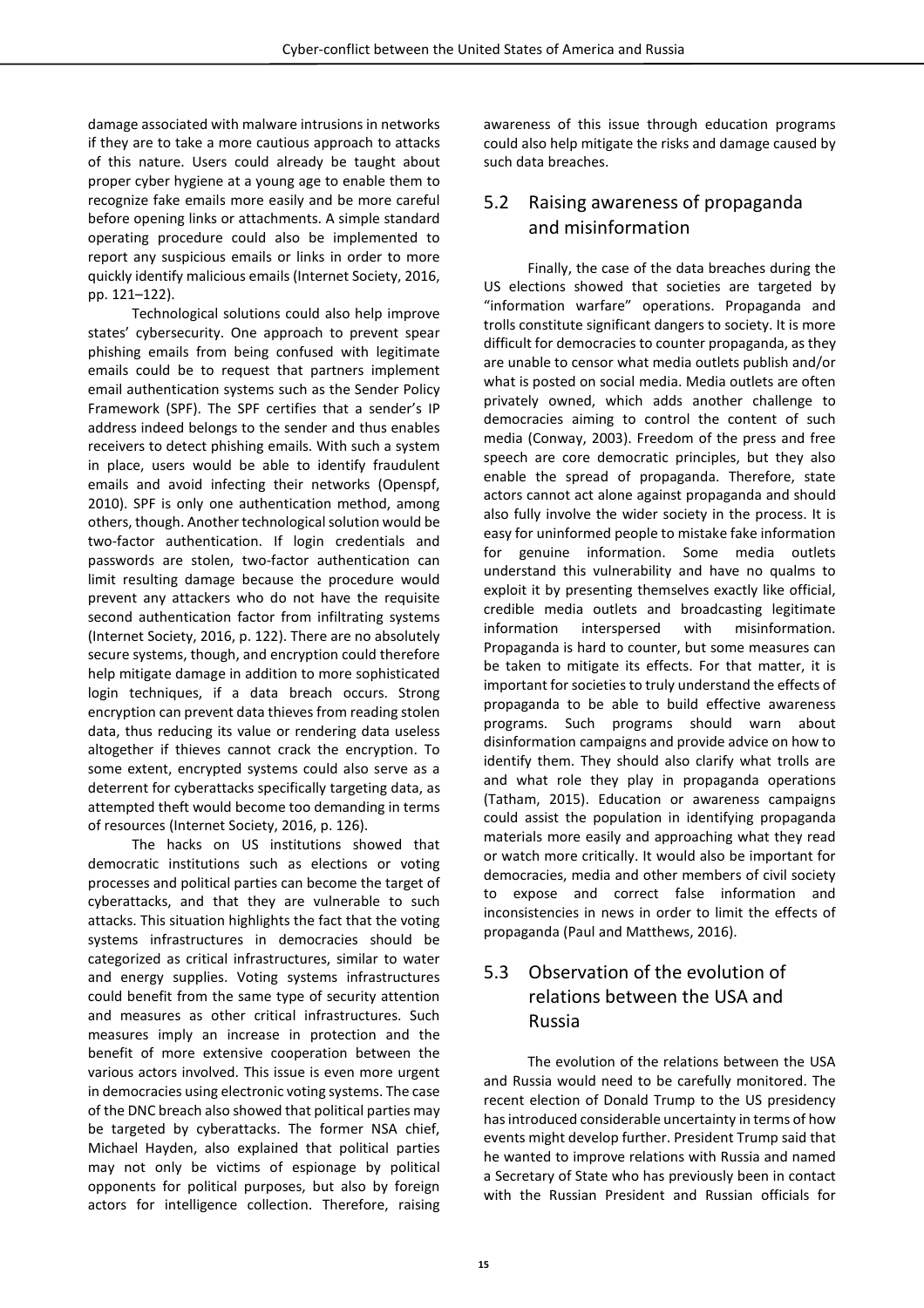damage associated with malware intrusions in networks if they are to take a more cautious approach to attacks of this nature. Users could already be taught about proper cyber hygiene at a young age to enable them to recognize fake emails more easily and be more careful before opening links or attachments. A simple standard operating procedure could also be implemented to report any suspicious emails or links in order to more quickly identify malicious emails (Internet Society, 2016, pp. 121–122).

Technological solutions could also help improve states' cybersecurity. One approach to prevent spear phishing emails from being confused with legitimate emails could be to request that partners implement email authentication systems such as the Sender Policy Framework (SPF). The SPF certifies that a sender's IP address indeed belongs to the sender and thus enables receivers to detect phishing emails. With such a system in place, users would be able to identify fraudulent emails and avoid infecting their networks (Openspf, 2010). SPF is only one authentication method, among others, though. Another technological solution would be two-factor authentication. If login credentials and passwords are stolen, two-factor authentication can limit resulting damage because the procedure would prevent any attackers who do not have the requisite second authentication factor from infiltrating systems (Internet Society, 2016, p. 122). There are no absolutely secure systems, though, and encryption could therefore help mitigate damage in addition to more sophisticated login techniques, if a data breach occurs. Strong encryption can prevent data thieves from reading stolen data, thus reducing its value or rendering data useless altogether if thieves cannot crack the encryption. To some extent, encrypted systems could also serve as a deterrent for cyberattacks specifically targeting data, as attempted theft would become too demanding in terms of resources (Internet Society, 2016, p. 126).

The hacks on US institutions showed that democratic institutions such as elections or voting processes and political parties can become the target of cyberattacks, and that they are vulnerable to such attacks. This situation highlights the fact that the voting systems infrastructures in democracies should be categorized as critical infrastructures, similar to water and energy supplies. Voting systems infrastructures could benefit from the same type of security attention and measures as other critical infrastructures. Such measures imply an increase in protection and the benefit of more extensive cooperation between the various actors involved. This issue is even more urgent in democracies using electronic voting systems. The case of the DNC breach also showed that political parties may be targeted by cyberattacks. The former NSA chief, Michael Hayden, also explained that political parties may not only be victims of espionage by political opponents for political purposes, but also by foreign actors for intelligence collection. Therefore, raising awareness of this issue through education programs could also help mitigate the risks and damage caused by such data breaches.

## 5.2 Raising awareness of propaganda and misinformation

Finally, the case of the data breaches during the US elections showed that societies are targeted by "information warfare" operations. Propaganda and trolls constitute significant dangers to society. It is more difficult for democracies to counter propaganda, as they are unable to censor what media outlets publish and/or what is posted on social media. Media outlets are often privately owned, which adds another challenge to democracies aiming to control the content of such media (Conway, 2003). Freedom of the press and free speech are core democratic principles, but they also enable the spread of propaganda. Therefore, state actors cannot act alone against propaganda and should also fully involve the wider society in the process. It is easy for uninformed people to mistake fake information for genuine information. Some media outlets understand this vulnerability and have no qualms to exploit it by presenting themselves exactly like official, credible media outlets and broadcasting legitimate information interspersed with misinformation. Propaganda is hard to counter, but some measures can be taken to mitigate its effects. For that matter, it is important for societies to truly understand the effects of propaganda to be able to build effective awareness programs. Such programs should warn about disinformation campaigns and provide advice on how to identify them. They should also clarify what trolls are and what role they play in propaganda operations (Tatham, 2015). Education or awareness campaigns could assist the population in identifying propaganda materials more easily and approaching what they read or watch more critically. It would also be important for democracies, media and other members of civil society to expose and correct false information and inconsistencies in news in order to limit the effects of propaganda (Paul and Matthews, 2016).

## 5.3 Observation of the evolution of relations between the USA and Russia

The evolution of the relations between the USA and Russia would need to be carefully monitored. The recent election of Donald Trump to the US presidency has introduced considerable uncertainty in terms of how events might develop further. President Trump said that he wanted to improve relations with Russia and named a Secretary of State who has previously been in contact with the Russian President and Russian officials for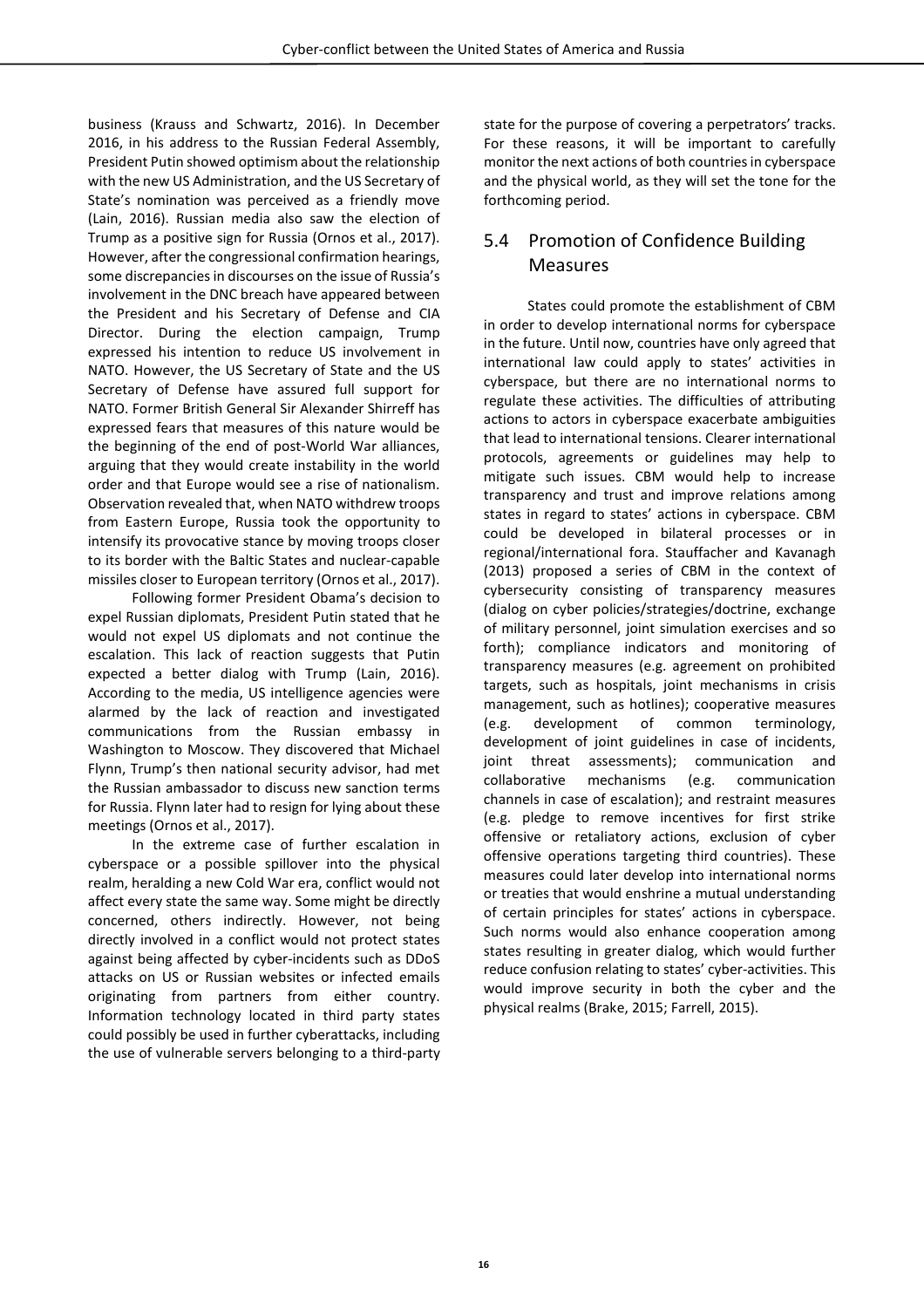business (Krauss and Schwartz, 2016). In December 2016, in his address to the Russian Federal Assembly, President Putin showed optimism about the relationship with the new US Administration, and the US Secretary of State's nomination was perceived as a friendly move (Lain, 2016). Russian media also saw the election of Trump as a positive sign for Russia (Ornos et al., 2017). However, after the congressional confirmation hearings, some discrepancies in discourses on the issue of Russia's involvement in the DNC breach have appeared between the President and his Secretary of Defense and CIA Director. During the election campaign, Trump expressed his intention to reduce US involvement in NATO. However, the US Secretary of State and the US Secretary of Defense have assured full support for NATO. Former British General Sir Alexander Shirreff has expressed fears that measures of this nature would be the beginning of the end of post-World War alliances, arguing that they would create instability in the world order and that Europe would see a rise of nationalism. Observation revealed that, when NATO withdrew troops from Eastern Europe, Russia took the opportunity to intensify its provocative stance by moving troops closer to its border with the Baltic States and nuclear-capable missiles closer to European territory (Ornos et al., 2017).

Following former President Obama's decision to expel Russian diplomats, President Putin stated that he would not expel US diplomats and not continue the escalation. This lack of reaction suggests that Putin expected a better dialog with Trump (Lain, 2016). According to the media, US intelligence agencies were alarmed by the lack of reaction and investigated communications from the Russian embassy in Washington to Moscow. They discovered that Michael Flynn, Trump's then national security advisor, had met the Russian ambassador to discuss new sanction terms for Russia. Flynn later had to resign for lying about these meetings (Ornos et al., 2017).

In the extreme case of further escalation in cyberspace or a possible spillover into the physical realm, heralding a new Cold War era, conflict would not affect every state the same way. Some might be directly concerned, others indirectly. However, not being directly involved in a conflict would not protect states against being affected by cyber-incidents such as DDoS attacks on US or Russian websites or infected emails originating from partners from either country. Information technology located in third party states could possibly be used in further cyberattacks, including the use of vulnerable servers belonging to a third-party state for the purpose of covering a perpetrators' tracks. For these reasons, it will be important to carefully monitor the next actions of both countries in cyberspace and the physical world, as they will set the tone for the forthcoming period.

## 5.4 Promotion of Confidence Building Measures

States could promote the establishment of CBM in order to develop international norms for cyberspace in the future. Until now, countries have only agreed that international law could apply to states' activities in cyberspace, but there are no international norms to regulate these activities. The difficulties of attributing actions to actors in cyberspace exacerbate ambiguities that lead to international tensions. Clearer international protocols, agreements or guidelines may help to mitigate such issues. CBM would help to increase transparency and trust and improve relations among states in regard to states' actions in cyberspace. CBM could be developed in bilateral processes or in regional/international fora. Stauffacher and Kavanagh (2013) proposed a series of CBM in the context of cybersecurity consisting of transparency measures (dialog on cyber policies/strategies/doctrine, exchange of military personnel, joint simulation exercises and so forth); compliance indicators and monitoring of transparency measures (e.g. agreement on prohibited targets, such as hospitals, joint mechanisms in crisis management, such as hotlines); cooperative measures (e.g. development of common terminology, development of joint guidelines in case of incidents, joint threat assessments); communication and collaborative mechanisms (e.g. communication channels in case of escalation); and restraint measures (e.g. pledge to remove incentives for first strike offensive or retaliatory actions, exclusion of cyber offensive operations targeting third countries). These measures could later develop into international norms or treaties that would enshrine a mutual understanding of certain principles for states' actions in cyberspace. Such norms would also enhance cooperation among states resulting in greater dialog, which would further reduce confusion relating to states' cyber-activities. This would improve security in both the cyber and the physical realms (Brake, 2015; Farrell, 2015).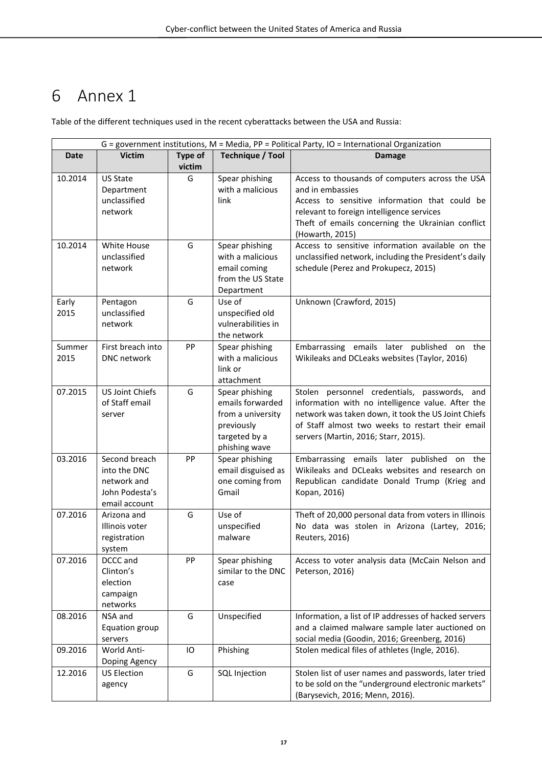# 6 Annex 1

Table of the different techniques used in the recent cyberattacks between the USA and Russia:

| G = government institutions, M = Media, PP = Political Party, IO = International Organization | | | | |
|---|---|---|---|---|
| **Date** | **Victim** | **Type of victim** | **Technique / Tool** | **Damage** |
| 10.2014 | US State Department unclassified network | G | Spear phishing with a malicious link | Access to thousands of computers across the USA and in embassies<br>Access to sensitive information that could be relevant to foreign intelligence services<br>Theft of emails concerning the Ukrainian conflict (Howarth, 2015) |
| 10.2014 | White House unclassified network | G | Spear phishing with a malicious email coming from the US State Department | Access to sensitive information available on the unclassified network, including the President's daily schedule (Perez and Prokupecz, 2015) |
| Early 2015 | Pentagon unclassified network | G | Use of unspecified old vulnerabilities in the network | Unknown (Crawford, 2015) |
| Summer 2015 | First breach into DNC network | PP | Spear phishing with a malicious link or attachment | Embarrassing emails later published on the Wikileaks and DCLeaks websites (Taylor, 2016) |
| 07.2015 | US Joint Chiefs of Staff email server | G | Spear phishing emails forwarded from a university previously targeted by a phishing wave | Stolen personnel credentials, passwords, and information with no intelligence value. After the network was taken down, it took the US Joint Chiefs of Staff almost two weeks to restart their email servers (Martin, 2016; Starr, 2015). |
| 03.2016 | Second breach into the DNC network and John Podesta's email account | PP | Spear phishing email disguised as one coming from Gmail | Embarrassing emails later published on the Wikileaks and DCLeaks websites and research on Republican candidate Donald Trump (Krieg and Kopan, 2016) |
| 07.2016 | Arizona and Illinois voter registration system | G | Use of unspecified malware | Theft of 20,000 personal data from voters in Illinois<br>No data was stolen in Arizona (Lartey, 2016; Reuters, 2016) |
| 07.2016 | DCCC and Clinton's election campaign networks | PP | Spear phishing similar to the DNC case | Access to voter analysis data (McCain Nelson and Peterson, 2016) |
| 08.2016 | NSA and Equation group servers | G | Unspecified | Information, a list of IP addresses of hacked servers and a claimed malware sample later auctioned on social media (Goodin, 2016; Greenberg, 2016) |
| 09.2016 | World Anti-Doping Agency | IO | Phishing | Stolen medical files of athletes (Ingle, 2016). |
| 12.2016 | US Election agency | G | SQL Injection | Stolen list of user names and passwords, later tried to be sold on the "underground electronic markets" (Barysevich, 2016; Menn, 2016). |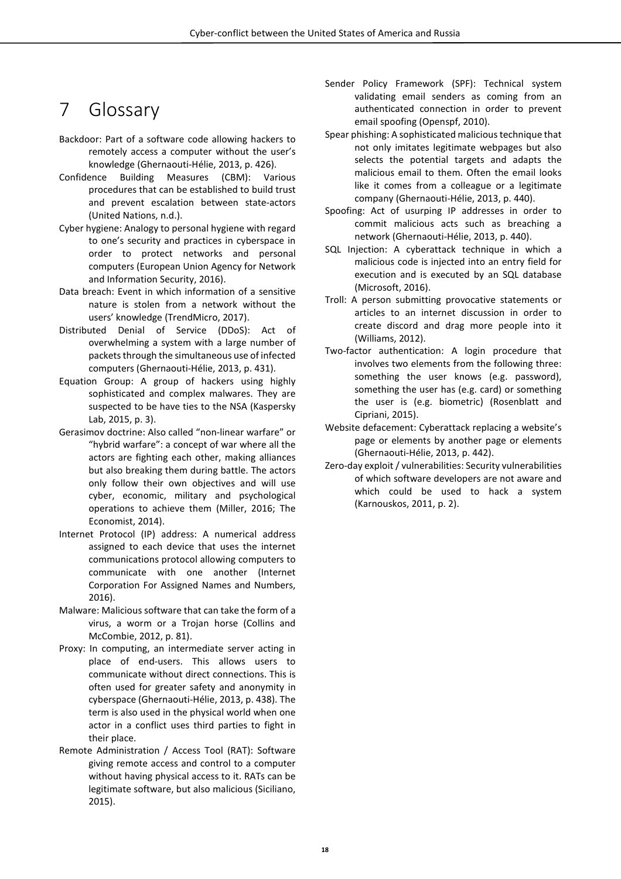# 7 Glossary

Backdoor: Part of a software code allowing hackers to remotely access a computer without the user's knowledge (Ghernaouti-Hélie, 2013, p. 426).

Confidence Building Measures (CBM): Various procedures that can be established to build trust and prevent escalation between state-actors (United Nations, n.d.).

Cyber hygiene: Analogy to personal hygiene with regard to one's security and practices in cyberspace in order to protect networks and personal computers (European Union Agency for Network and Information Security, 2016).

Data breach: Event in which information of a sensitive nature is stolen from a network without the users' knowledge (TrendMicro, 2017).

Distributed Denial of Service (DDoS): Act of overwhelming a system with a large number of packets through the simultaneous use of infected computers (Ghernaouti-Hélie, 2013, p. 431).

Equation Group: A group of hackers using highly sophisticated and complex malwares. They are suspected to be have ties to the NSA (Kaspersky Lab, 2015, p. 3).

Gerasimov doctrine: Also called "non-linear warfare" or "hybrid warfare": a concept of war where all the actors are fighting each other, making alliances but also breaking them during battle. The actors only follow their own objectives and will use cyber, economic, military and psychological operations to achieve them (Miller, 2016; The Economist, 2014).

Internet Protocol (IP) address: A numerical address assigned to each device that uses the internet communications protocol allowing computers to communicate with one another (Internet Corporation For Assigned Names and Numbers, 2016).

Malware: Malicious software that can take the form of a virus, a worm or a Trojan horse (Collins and McCombie, 2012, p. 81).

Proxy: In computing, an intermediate server acting in place of end-users. This allows users to communicate without direct connections. This is often used for greater safety and anonymity in cyberspace (Ghernaouti-Hélie, 2013, p. 438). The term is also used in the physical world when one actor in a conflict uses third parties to fight in their place.

Remote Administration / Access Tool (RAT): Software giving remote access and control to a computer without having physical access to it. RATs can be legitimate software, but also malicious (Siciliano, 2015).

Sender Policy Framework (SPF): Technical system validating email senders as coming from an authenticated connection in order to prevent email spoofing (Openspf, 2010).

Spear phishing: A sophisticated malicious technique that not only imitates legitimate webpages but also selects the potential targets and adapts the malicious email to them. Often the email looks like it comes from a colleague or a legitimate company (Ghernaouti-Hélie, 2013, p. 440).

Spoofing: Act of usurping IP addresses in order to commit malicious acts such as breaching a network (Ghernaouti-Hélie, 2013, p. 440).

SQL Injection: A cyberattack technique in which a malicious code is injected into an entry field for execution and is executed by an SQL database (Microsoft, 2016).

Troll: A person submitting provocative statements or articles to an internet discussion in order to create discord and drag more people into it (Williams, 2012).

Two-factor authentication: A login procedure that involves two elements from the following three: something the user knows (e.g. password), something the user has (e.g. card) or something the user is (e.g. biometric) (Rosenblatt and Cipriani, 2015).

Website defacement: Cyberattack replacing a website's page or elements by another page or elements (Ghernaouti-Hélie, 2013, p. 442).

Zero-day exploit / vulnerabilities: Security vulnerabilities of which software developers are not aware and which could be used to hack a system (Karnouskos, 2011, p. 2).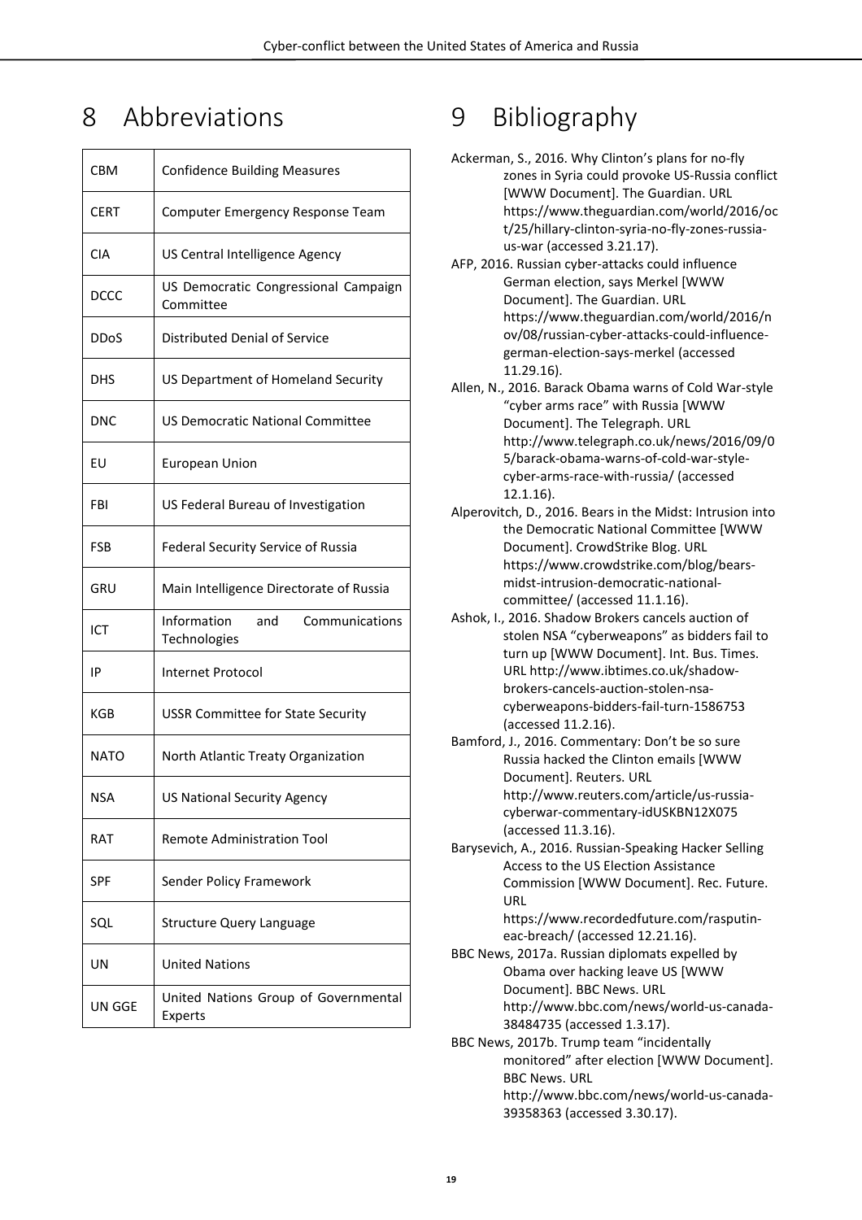# 8 Abbreviations

| | |
|---|---|
| CBM | Confidence Building Measures |
| CERT | Computer Emergency Response Team |
| CIA | US Central Intelligence Agency |
| DCCC | US Democratic Congressional Campaign Committee |
| DDoS | Distributed Denial of Service |
| DHS | US Department of Homeland Security |
| DNC | US Democratic National Committee |
| EU | European Union |
| FBI | US Federal Bureau of Investigation |
| FSB | Federal Security Service of Russia |
| GRU | Main Intelligence Directorate of Russia |
| ICT | Information and Communications Technologies |
| IP | Internet Protocol |
| KGB | USSR Committee for State Security |
| NATO | North Atlantic Treaty Organization |
| NSA | US National Security Agency |
| RAT | Remote Administration Tool |
| SPF | Sender Policy Framework |
| SQL | Structure Query Language |
| UN | United Nations |
| UN GGE | United Nations Group of Governmental Experts |

# 9 Bibliography

Ackerman, S., 2016. Why Clinton's plans for no-fly zones in Syria could provoke US-Russia conflict [WWW Document]. The Guardian. URL https://www.theguardian.com/world/2016/oct/25/hillary-clinton-syria-no-fly-zones-russia-us-war (accessed 3.21.17).

AFP, 2016. Russian cyber-attacks could influence German election, says Merkel [WWW Document]. The Guardian. URL https://www.theguardian.com/world/2016/nov/08/russian-cyber-attacks-could-influence-german-election-says-merkel (accessed 11.29.16).

Allen, N., 2016. Barack Obama warns of Cold War-style "cyber arms race" with Russia [WWW Document]. The Telegraph. URL http://www.telegraph.co.uk/news/2016/09/05/barack-obama-warns-of-cold-war-style-cyber-arms-race-with-russia/ (accessed 12.1.16).

Alperovitch, D., 2016. Bears in the Midst: Intrusion into the Democratic National Committee [WWW Document]. CrowdStrike Blog. URL https://www.crowdstrike.com/blog/bears-midst-intrusion-democratic-national-committee/ (accessed 11.1.16).

Ashok, I., 2016. Shadow Brokers cancels auction of stolen NSA "cyberweapons" as bidders fail to turn up [WWW Document]. Int. Bus. Times. URL http://www.ibtimes.co.uk/shadow-brokers-cancels-auction-stolen-nsa-cyberweapons-bidders-fail-turn-1586753 (accessed 11.2.16).

Bamford, J., 2016. Commentary: Don't be so sure Russia hacked the Clinton emails [WWW Document]. Reuters. URL http://www.reuters.com/article/us-russia-cyberwar-commentary-idUSKBN12X075 (accessed 11.3.16).

Barysevich, A., 2016. Russian-Speaking Hacker Selling Access to the US Election Assistance Commission [WWW Document]. Rec. Future. URL https://www.recordedfuture.com/rasputin-eac-breach/ (accessed 12.21.16).

BBC News, 2017a. Russian diplomats expelled by Obama over hacking leave US [WWW Document]. BBC News. URL http://www.bbc.com/news/world-us-canada-38484735 (accessed 1.3.17).

BBC News, 2017b. Trump team "incidentally monitored" after election [WWW Document]. BBC News. URL http://www.bbc.com/news/world-us-canada-39358363 (accessed 3.30.17).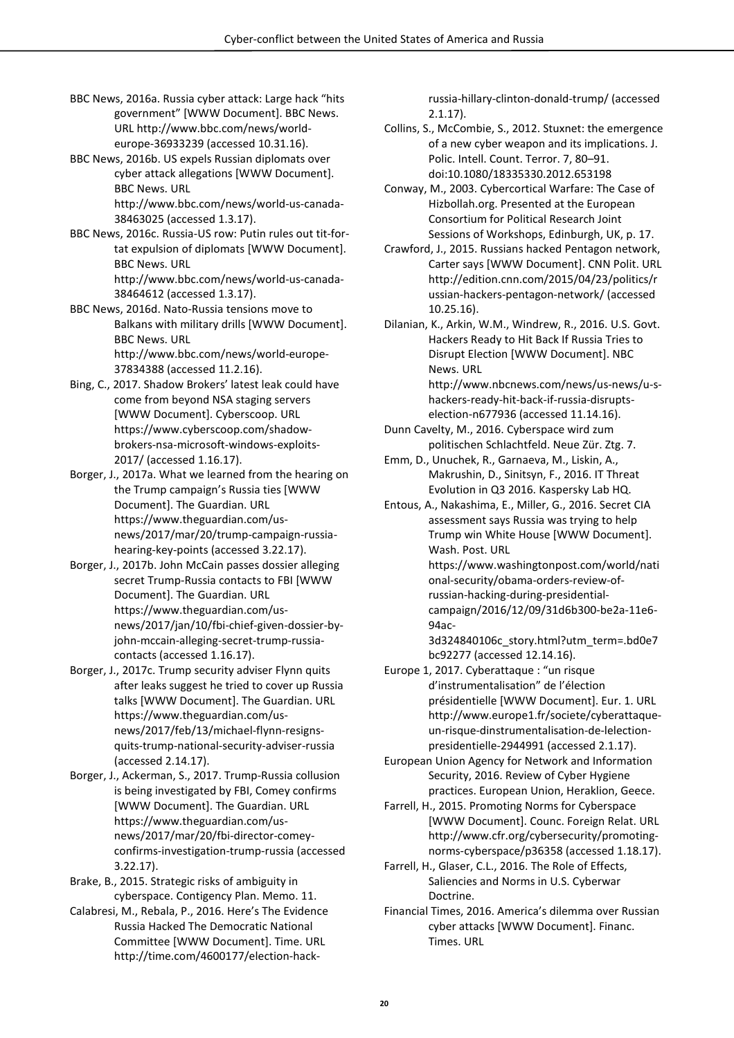BBC News, 2016a. Russia cyber attack: Large hack "hits government" [WWW Document]. BBC News. URL http://www.bbc.com/news/world-europe-36933239 (accessed 10.31.16).

BBC News, 2016b. US expels Russian diplomats over cyber attack allegations [WWW Document]. BBC News. URL http://www.bbc.com/news/world-us-canada-38463025 (accessed 1.3.17).

BBC News, 2016c. Russia-US row: Putin rules out tit-for-tat expulsion of diplomats [WWW Document]. BBC News. URL http://www.bbc.com/news/world-us-canada-38464612 (accessed 1.3.17).

BBC News, 2016d. Nato-Russia tensions move to Balkans with military drills [WWW Document]. BBC News. URL http://www.bbc.com/news/world-europe-37834388 (accessed 11.2.16).

Bing, C., 2017. Shadow Brokers' latest leak could have come from beyond NSA staging servers [WWW Document]. Cyberscoop. URL https://www.cyberscoop.com/shadow-brokers-nsa-microsoft-windows-exploits-2017/ (accessed 1.16.17).

Borger, J., 2017a. What we learned from the hearing on the Trump campaign's Russia ties [WWW Document]. The Guardian. URL https://www.theguardian.com/us-news/2017/mar/20/trump-campaign-russia-hearing-key-points (accessed 3.22.17).

Borger, J., 2017b. John McCain passes dossier alleging secret Trump-Russia contacts to FBI [WWW Document]. The Guardian. URL https://www.theguardian.com/us-news/2017/jan/10/fbi-chief-given-dossier-by-john-mccain-alleging-secret-trump-russia-contacts (accessed 1.16.17).

Borger, J., 2017c. Trump security adviser Flynn quits after leaks suggest he tried to cover up Russia talks [WWW Document]. The Guardian. URL https://www.theguardian.com/us-news/2017/feb/13/michael-flynn-resigns-quits-trump-national-security-adviser-russia (accessed 2.14.17).

Borger, J., Ackerman, S., 2017. Trump-Russia collusion is being investigated by FBI, Comey confirms [WWW Document]. The Guardian. URL https://www.theguardian.com/us-news/2017/mar/20/fbi-director-comey-confirms-investigation-trump-russia (accessed 3.22.17).

Brake, B., 2015. Strategic risks of ambiguity in cyberspace. Contigency Plan. Memo. 11.

Calabresi, M., Rebala, P., 2016. Here's The Evidence Russia Hacked The Democratic National Committee [WWW Document]. Time. URL http://time.com/4600177/election-hack-russia-hillary-clinton-donald-trump/ (accessed 2.1.17).

Collins, S., McCombie, S., 2012. Stuxnet: the emergence of a new cyber weapon and its implications. J. Polic. Intell. Count. Terror. 7, 80–91. doi:10.1080/18335330.2012.653198

Conway, M., 2003. Cybercortical Warfare: The Case of Hizbollah.org. Presented at the European Consortium for Political Research Joint Sessions of Workshops, Edinburgh, UK, p. 17.

Crawford, J., 2015. Russians hacked Pentagon network, Carter says [WWW Document]. CNN Polit. URL http://edition.cnn.com/2015/04/23/politics/russian-hackers-pentagon-network/ (accessed 10.25.16).

Dilanian, K., Arkin, W.M., Windrew, R., 2016. U.S. Govt. Hackers Ready to Hit Back If Russia Tries to Disrupt Election [WWW Document]. NBC News. URL http://www.nbcnews.com/news/us-news/u-s-hackers-ready-hit-back-if-russia-disrupts-election-n677936 (accessed 11.14.16).

Dunn Cavelty, M., 2016. Cyberspace wird zum politischen Schlachtfeld. Neue Zür. Ztg. 7.

Emm, D., Unuchek, R., Garnaeva, M., Liskin, A., Makrushin, D., Sinitsyn, F., 2016. IT Threat Evolution in Q3 2016. Kaspersky Lab HQ.

Entous, A., Nakashima, E., Miller, G., 2016. Secret CIA assessment says Russia was trying to help Trump win White House [WWW Document]. Wash. Post. URL https://www.washingtonpost.com/world/national-security/obama-orders-review-of-russian-hacking-during-presidential-campaign/2016/12/09/31d6b300-be2a-11e6-94ac-3d324840106c_story.html?utm_term=.bd0e7bc92277 (accessed 12.14.16).

Europe 1, 2017. Cyberattaque : "un risque d'instrumentalisation" de l'élection présidentielle [WWW Document]. Eur. 1. URL http://www.europe1.fr/societe/cyberattaque-un-risque-dinstrumentalisation-de-lelection-presidentielle-2944991 (accessed 2.1.17).

European Union Agency for Network and Information Security, 2016. Review of Cyber Hygiene practices. European Union, Heraklion, Geece.

Farrell, H., 2015. Promoting Norms for Cyberspace [WWW Document]. Counc. Foreign Relat. URL http://www.cfr.org/cybersecurity/promoting-norms-cyberspace/p36358 (accessed 1.18.17).

Farrell, H., Glaser, C.L., 2016. The Role of Effects, Saliencies and Norms in U.S. Cyberwar Doctrine.

Financial Times, 2016. America's dilemma over Russian cyber attacks [WWW Document]. Financ. Times. URL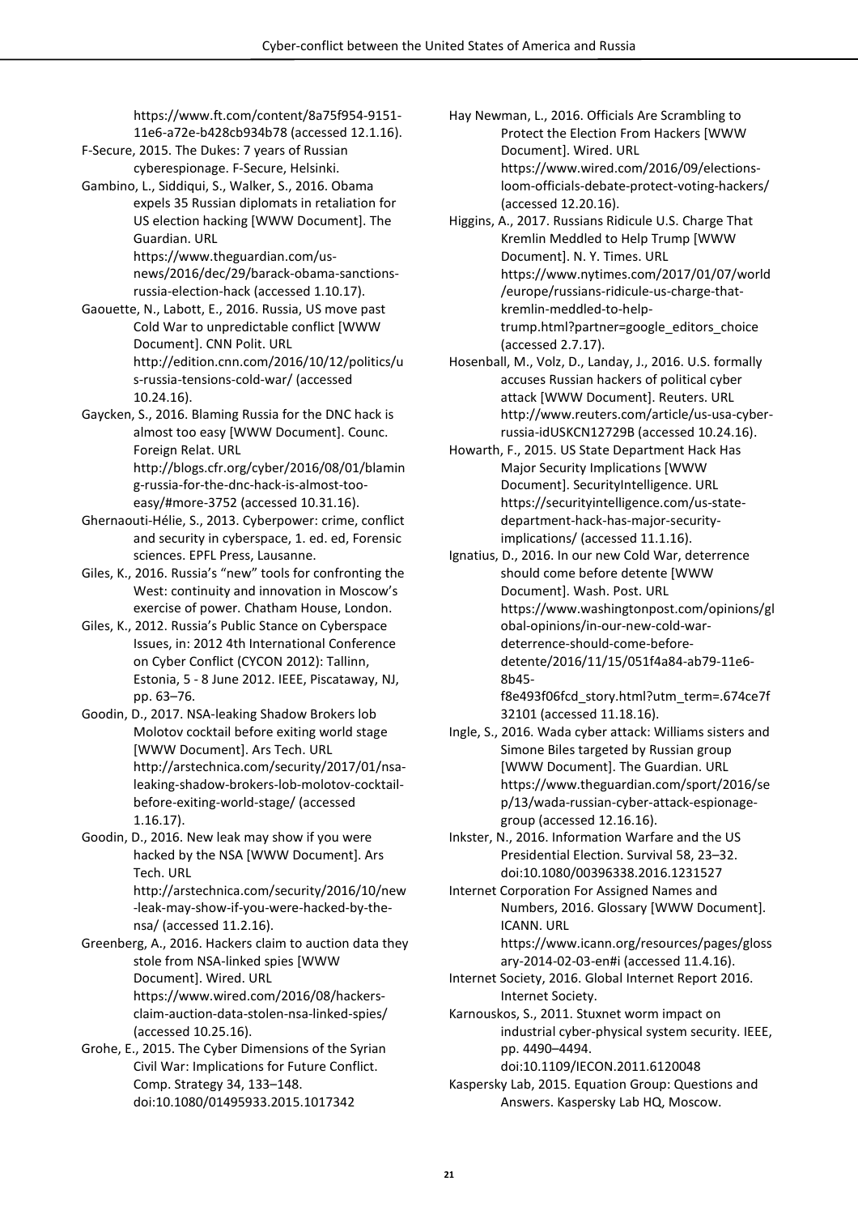https://www.ft.com/content/8a75f954-9151-11e6-a72e-b428cb934b78 (accessed 12.1.16).

F-Secure, 2015. The Dukes: 7 years of Russian cyberespionage. F-Secure, Helsinki.

Gambino, L., Siddiqui, S., Walker, S., 2016. Obama expels 35 Russian diplomats in retaliation for US election hacking [WWW Document]. The Guardian. URL https://www.theguardian.com/us-news/2016/dec/29/barack-obama-sanctions-russia-election-hack (accessed 1.10.17).

Gaouette, N., Labott, E., 2016. Russia, US move past Cold War to unpredictable conflict [WWW Document]. CNN Polit. URL http://edition.cnn.com/2016/10/12/politics/us-russia-tensions-cold-war/ (accessed 10.24.16).

Gaycken, S., 2016. Blaming Russia for the DNC hack is almost too easy [WWW Document]. Counc. Foreign Relat. URL http://blogs.cfr.org/cyber/2016/08/01/blaming-russia-for-the-dnc-hack-is-almost-too-easy/#more-3752 (accessed 10.31.16).

Ghernaouti-Hélie, S., 2013. Cyberpower: crime, conflict and security in cyberspace, 1. ed. ed, Forensic sciences. EPFL Press, Lausanne.

Giles, K., 2016. Russia's "new" tools for confronting the West: continuity and innovation in Moscow's exercise of power. Chatham House, London.

Giles, K., 2012. Russia's Public Stance on Cyberspace Issues, in: 2012 4th International Conference on Cyber Conflict (CYCON 2012): Tallinn, Estonia, 5 - 8 June 2012. IEEE, Piscataway, NJ, pp. 63–76.

Goodin, D., 2017. NSA-leaking Shadow Brokers lob Molotov cocktail before exiting world stage [WWW Document]. Ars Tech. URL http://arstechnica.com/security/2017/01/nsa-leaking-shadow-brokers-lob-molotov-cocktail-before-exiting-world-stage/ (accessed 1.16.17).

Goodin, D., 2016. New leak may show if you were hacked by the NSA [WWW Document]. Ars Tech. URL http://arstechnica.com/security/2016/10/new-leak-may-show-if-you-were-hacked-by-the-nsa/ (accessed 11.2.16).

Greenberg, A., 2016. Hackers claim to auction data they stole from NSA-linked spies [WWW Document]. Wired. URL https://www.wired.com/2016/08/hackers-claim-auction-data-stolen-nsa-linked-spies/ (accessed 10.25.16).

Grohe, E., 2015. The Cyber Dimensions of the Syrian Civil War: Implications for Future Conflict. Comp. Strategy 34, 133–148. doi:10.1080/01495933.2015.1017342

Hay Newman, L., 2016. Officials Are Scrambling to Protect the Election From Hackers [WWW Document]. Wired. URL https://www.wired.com/2016/09/elections-loom-officials-debate-protect-voting-hackers/ (accessed 12.20.16).

Higgins, A., 2017. Russians Ridicule U.S. Charge That Kremlin Meddled to Help Trump [WWW Document]. N. Y. Times. URL https://www.nytimes.com/2017/01/07/world/europe/russians-ridicule-us-charge-that-kremlin-meddled-to-help-trump.html?partner=google_editors_choice (accessed 2.7.17).

Hosenball, M., Volz, D., Landay, J., 2016. U.S. formally accuses Russian hackers of political cyber attack [WWW Document]. Reuters. URL http://www.reuters.com/article/us-usa-cyber-russia-idUSKCN12729B (accessed 10.24.16).

Howarth, F., 2015. US State Department Hack Has Major Security Implications [WWW Document]. SecurityIntelligence. URL https://securityintelligence.com/us-state-department-hack-has-major-security-implications/ (accessed 11.1.16).

Ignatius, D., 2016. In our new Cold War, deterrence should come before detente [WWW Document]. Wash. Post. URL https://www.washingtonpost.com/opinions/global-opinions/in-our-new-cold-war-deterrence-should-come-before-detente/2016/11/15/051f4a84-ab79-11e6-8b45-f8e493f06fcd_story.html?utm_term=.674ce7f32101 (accessed 11.18.16).

Ingle, S., 2016. Wada cyber attack: Williams sisters and Simone Biles targeted by Russian group [WWW Document]. The Guardian. URL https://www.theguardian.com/sport/2016/sep/13/wada-russian-cyber-attack-espionage-group (accessed 12.16.16).

Inkster, N., 2016. Information Warfare and the US Presidential Election. Survival 58, 23–32. doi:10.1080/00396338.2016.1231527

Internet Corporation For Assigned Names and Numbers, 2016. Glossary [WWW Document]. ICANN. URL https://www.icann.org/resources/pages/glossary-2014-02-03-en#i (accessed 11.4.16).

Internet Society, 2016. Global Internet Report 2016. Internet Society.

Karnouskos, S., 2011. Stuxnet worm impact on industrial cyber-physical system security. IEEE, pp. 4490–4494. doi:10.1109/IECON.2011.6120048

Kaspersky Lab, 2015. Equation Group: Questions and Answers. Kaspersky Lab HQ, Moscow.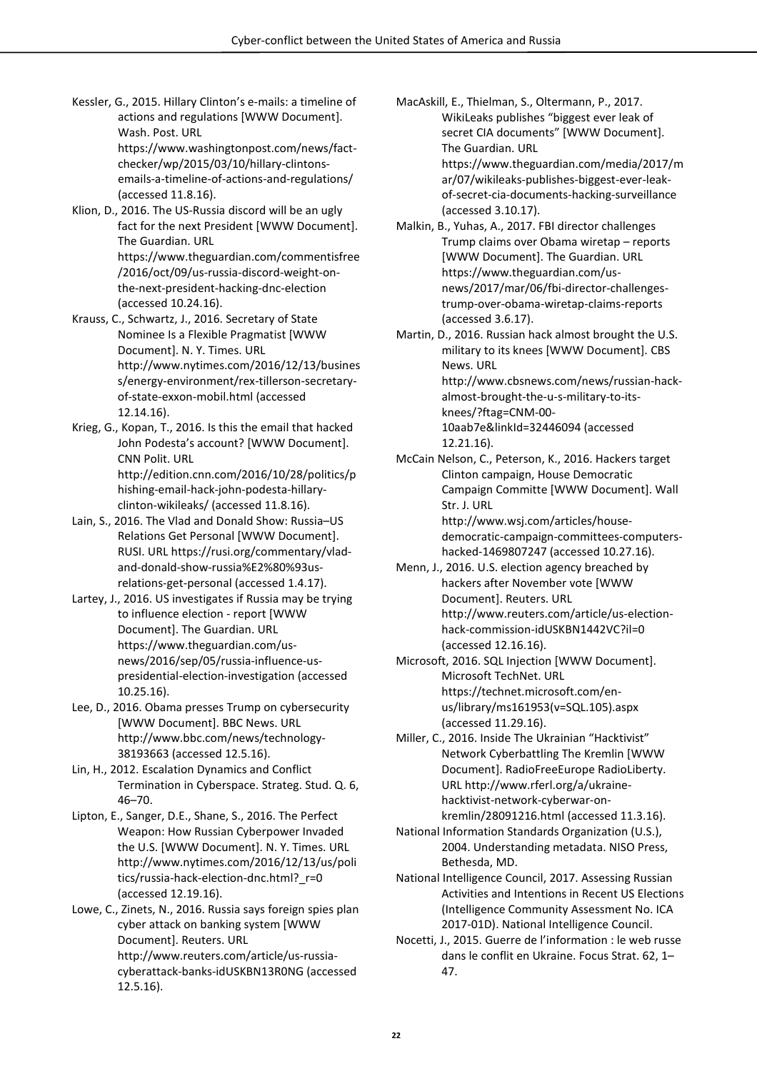Kessler, G., 2015. Hillary Clinton's e-mails: a timeline of actions and regulations [WWW Document]. Wash. Post. URL https://www.washingtonpost.com/news/fact-checker/wp/2015/03/10/hillary-clintons-emails-a-timeline-of-actions-and-regulations/ (accessed 11.8.16).

Klion, D., 2016. The US-Russia discord will be an ugly fact for the next President [WWW Document]. The Guardian. URL https://www.theguardian.com/commentisfree/2016/oct/09/us-russia-discord-weight-on-the-next-president-hacking-dnc-election (accessed 10.24.16).

Krauss, C., Schwartz, J., 2016. Secretary of State Nominee Is a Flexible Pragmatist [WWW Document]. N. Y. Times. URL http://www.nytimes.com/2016/12/13/business/energy-environment/rex-tillerson-secretary-of-state-exxon-mobil.html (accessed 12.14.16).

Krieg, G., Kopan, T., 2016. Is this the email that hacked John Podesta's account? [WWW Document]. CNN Polit. URL http://edition.cnn.com/2016/10/28/politics/phishing-email-hack-john-podesta-hillary-clinton-wikileaks/ (accessed 11.8.16).

Lain, S., 2016. The Vlad and Donald Show: Russia–US Relations Get Personal [WWW Document]. RUSI. URL https://rusi.org/commentary/vlad-and-donald-show-russia%E2%80%93us-relations-get-personal (accessed 1.4.17).

Lartey, J., 2016. US investigates if Russia may be trying to influence election - report [WWW Document]. The Guardian. URL https://www.theguardian.com/us-news/2016/sep/05/russia-influence-us-presidential-election-investigation (accessed 10.25.16).

Lee, D., 2016. Obama presses Trump on cybersecurity [WWW Document]. BBC News. URL http://www.bbc.com/news/technology-38193663 (accessed 12.5.16).

Lin, H., 2012. Escalation Dynamics and Conflict Termination in Cyberspace. Strateg. Stud. Q. 6, 46–70.

Lipton, E., Sanger, D.E., Shane, S., 2016. The Perfect Weapon: How Russian Cyberpower Invaded the U.S. [WWW Document]. N. Y. Times. URL http://www.nytimes.com/2016/12/13/us/politics/russia-hack-election-dnc.html?_r=0 (accessed 12.19.16).

Lowe, C., Zinets, N., 2016. Russia says foreign spies plan cyber attack on banking system [WWW Document]. Reuters. URL http://www.reuters.com/article/us-russia-cyberattack-banks-idUSKBN13R0NG (accessed 12.5.16).

MacAskill, E., Thielman, S., Oltermann, P., 2017. WikiLeaks publishes "biggest ever leak of secret CIA documents" [WWW Document]. The Guardian. URL https://www.theguardian.com/media/2017/mar/07/wikileaks-publishes-biggest-ever-leak-of-secret-cia-documents-hacking-surveillance (accessed 3.10.17).

Malkin, B., Yuhas, A., 2017. FBI director challenges Trump claims over Obama wiretap – reports [WWW Document]. The Guardian. URL https://www.theguardian.com/us-news/2017/mar/06/fbi-director-challenges-trump-over-obama-wiretap-claims-reports (accessed 3.6.17).

Martin, D., 2016. Russian hack almost brought the U.S. military to its knees [WWW Document]. CBS News. URL http://www.cbsnews.com/news/russian-hack-almost-brought-the-u-s-military-to-its-knees/?ftag=CNM-00-10aab7e&linkId=32446094 (accessed 12.21.16).

McCain Nelson, C., Peterson, K., 2016. Hackers target Clinton campaign, House Democratic Campaign Committe [WWW Document]. Wall Str. J. URL http://www.wsj.com/articles/house-democratic-campaign-committees-computers-hacked-1469807247 (accessed 10.27.16).

Menn, J., 2016. U.S. election agency breached by hackers after November vote [WWW Document]. Reuters. URL http://www.reuters.com/article/us-election-hack-commission-idUSKBN1442VC?il=0 (accessed 12.16.16).

Microsoft, 2016. SQL Injection [WWW Document]. Microsoft TechNet. URL https://technet.microsoft.com/en-us/library/ms161953(v=SQL.105).aspx (accessed 11.29.16).

Miller, C., 2016. Inside The Ukrainian "Hacktivist" Network Cyberbattling The Kremlin [WWW Document]. RadioFreeEurope RadioLiberty. URL http://www.rferl.org/a/ukraine-hacktivist-network-cyberwar-on-kremlin/28091216.html (accessed 11.3.16).

National Information Standards Organization (U.S.), 2004. Understanding metadata. NISO Press, Bethesda, MD.

National Intelligence Council, 2017. Assessing Russian Activities and Intentions in Recent US Elections (Intelligence Community Assessment No. ICA 2017-01D). National Intelligence Council.

Nocetti, J., 2015. Guerre de l'information : le web russe dans le conflit en Ukraine. Focus Strat. 62, 1–47.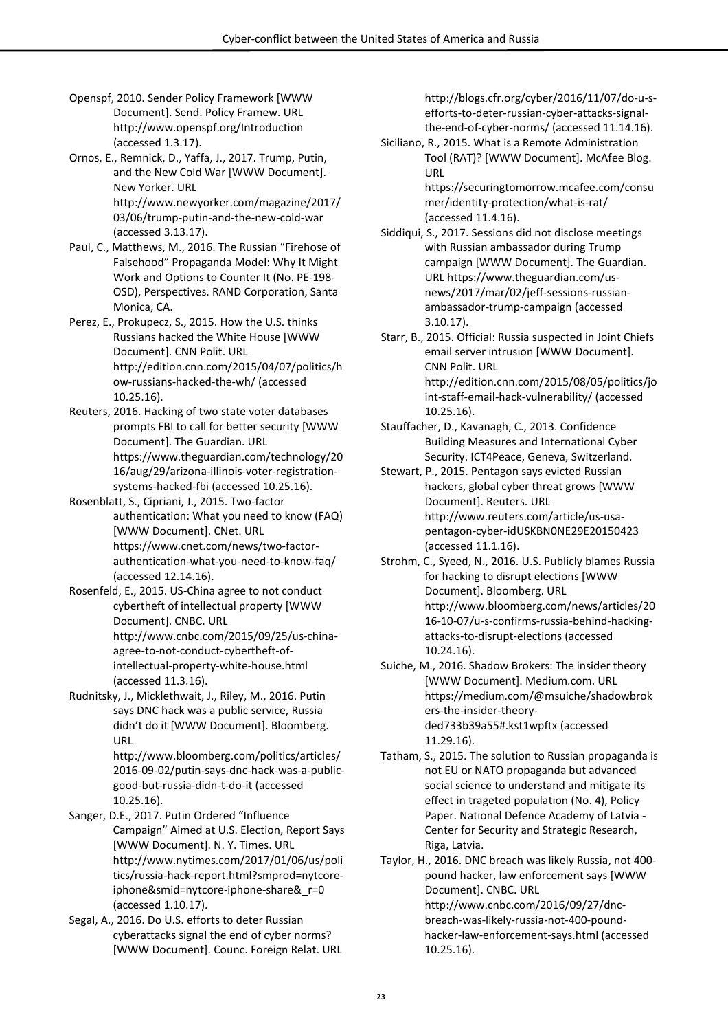Openspf, 2010. Sender Policy Framework [WWW Document]. Send. Policy Framew. URL http://www.openspf.org/Introduction (accessed 1.3.17).

Ornos, E., Remnick, D., Yaffa, J., 2017. Trump, Putin, and the New Cold War [WWW Document]. New Yorker. URL http://www.newyorker.com/magazine/2017/03/06/trump-putin-and-the-new-cold-war (accessed 3.13.17).

Paul, C., Matthews, M., 2016. The Russian "Firehose of Falsehood" Propaganda Model: Why It Might Work and Options to Counter It (No. PE-198-OSD), Perspectives. RAND Corporation, Santa Monica, CA.

Perez, E., Prokupecz, S., 2015. How the U.S. thinks Russians hacked the White House [WWW Document]. CNN Polit. URL http://edition.cnn.com/2015/04/07/politics/how-russians-hacked-the-wh/ (accessed 10.25.16).

Reuters, 2016. Hacking of two state voter databases prompts FBI to call for better security [WWW Document]. The Guardian. URL https://www.theguardian.com/technology/2016/aug/29/arizona-illinois-voter-registration-systems-hacked-fbi (accessed 10.25.16).

Rosenblatt, S., Cipriani, J., 2015. Two-factor authentication: What you need to know (FAQ) [WWW Document]. CNet. URL https://www.cnet.com/news/two-factor-authentication-what-you-need-to-know-faq/ (accessed 12.14.16).

Rosenfeld, E., 2015. US-China agree to not conduct cybertheft of intellectual property [WWW Document]. CNBC. URL http://www.cnbc.com/2015/09/25/us-china-agree-to-not-conduct-cybertheft-of-intellectual-property-white-house.html (accessed 11.3.16).

Rudnitsky, J., Micklethwait, J., Riley, M., 2016. Putin says DNC hack was a public service, Russia didn't do it [WWW Document]. Bloomberg. URL http://www.bloomberg.com/politics/articles/2016-09-02/putin-says-dnc-hack-was-a-public-good-but-russia-didn-t-do-it (accessed 10.25.16).

Sanger, D.E., 2017. Putin Ordered "Influence Campaign" Aimed at U.S. Election, Report Says [WWW Document]. N. Y. Times. URL http://www.nytimes.com/2017/01/06/us/politics/russia-hack-report.html?smprod=nytcore-iphone&smid=nytcore-iphone-share&_r=0 (accessed 1.10.17).

Segal, A., 2016. Do U.S. efforts to deter Russian cyberattacks signal the end of cyber norms? [WWW Document]. Counc. Foreign Relat. URL http://blogs.cfr.org/cyber/2016/11/07/do-u-s-efforts-to-deter-russian-cyber-attacks-signal-the-end-of-cyber-norms/ (accessed 11.14.16).

Siciliano, R., 2015. What is a Remote Administration Tool (RAT)? [WWW Document]. McAfee Blog. URL https://securingtomorrow.mcafee.com/consumer/identity-protection/what-is-rat/ (accessed 11.4.16).

Siddiqui, S., 2017. Sessions did not disclose meetings with Russian ambassador during Trump campaign [WWW Document]. The Guardian. URL https://www.theguardian.com/us-news/2017/mar/02/jeff-sessions-russian-ambassador-trump-campaign (accessed 3.10.17).

Starr, B., 2015. Official: Russia suspected in Joint Chiefs email server intrusion [WWW Document]. CNN Polit. URL http://edition.cnn.com/2015/08/05/politics/joint-staff-email-hack-vulnerability/ (accessed 10.25.16).

Stauffacher, D., Kavanagh, C., 2013. Confidence Building Measures and International Cyber Security. ICT4Peace, Geneva, Switzerland.

Stewart, P., 2015. Pentagon says evicted Russian hackers, global cyber threat grows [WWW Document]. Reuters. URL http://www.reuters.com/article/us-usa-pentagon-cyber-idUSKBN0NE29E20150423 (accessed 11.1.16).

Strohm, C., Syeed, N., 2016. U.S. Publicly blames Russia for hacking to disrupt elections [WWW Document]. Bloomberg. URL http://www.bloomberg.com/news/articles/2016-10-07/u-s-confirms-russia-behind-hacking-attacks-to-disrupt-elections (accessed 10.24.16).

Suiche, M., 2016. Shadow Brokers: The insider theory [WWW Document]. Medium.com. URL https://medium.com/@msuiche/shadowbrokers-the-insider-theory-ded733b39a55#.kst1wpftx (accessed 11.29.16).

Tatham, S., 2015. The solution to Russian propaganda is not EU or NATO propaganda but advanced social science to understand and mitigate its effect in trageted population (No. 4), Policy Paper. National Defence Academy of Latvia - Center for Security and Strategic Research, Riga, Latvia.

Taylor, H., 2016. DNC breach was likely Russia, not 400-pound hacker, law enforcement says [WWW Document]. CNBC. URL http://www.cnbc.com/2016/09/27/dnc-breach-was-likely-russia-not-400-pound-hacker-law-enforcement-says.html (accessed 10.25.16).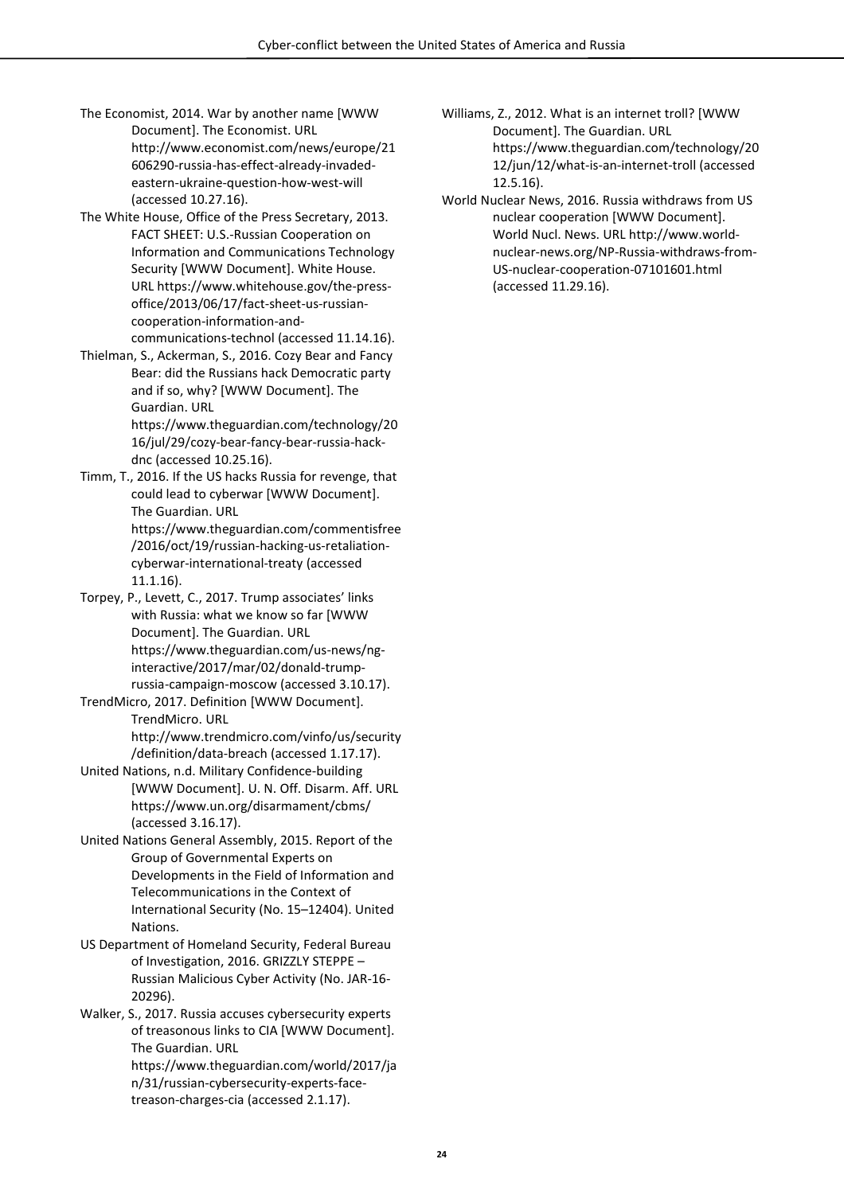The Economist, 2014. War by another name [WWW Document]. The Economist. URL http://www.economist.com/news/europe/21606290-russia-has-effect-already-invaded-eastern-ukraine-question-how-west-will (accessed 10.27.16).

The White House, Office of the Press Secretary, 2013. FACT SHEET: U.S.-Russian Cooperation on Information and Communications Technology Security [WWW Document]. White House. URL https://www.whitehouse.gov/the-press-office/2013/06/17/fact-sheet-us-russian-cooperation-information-and-communications-technol (accessed 11.14.16).

Thielman, S., Ackerman, S., 2016. Cozy Bear and Fancy Bear: did the Russians hack Democratic party and if so, why? [WWW Document]. The Guardian. URL https://www.theguardian.com/technology/2016/jul/29/cozy-bear-fancy-bear-russia-hack-dnc (accessed 10.25.16).

Timm, T., 2016. If the US hacks Russia for revenge, that could lead to cyberwar [WWW Document]. The Guardian. URL https://www.theguardian.com/commentisfree/2016/oct/19/russian-hacking-us-retaliation-cyberwar-international-treaty (accessed 11.1.16).

Torpey, P., Levett, C., 2017. Trump associates' links with Russia: what we know so far [WWW Document]. The Guardian. URL https://www.theguardian.com/us-news/ng-interactive/2017/mar/02/donald-trump-russia-campaign-moscow (accessed 3.10.17).

TrendMicro, 2017. Definition [WWW Document]. TrendMicro. URL http://www.trendmicro.com/vinfo/us/security/definition/data-breach (accessed 1.17.17).

United Nations, n.d. Military Confidence-building [WWW Document]. U. N. Off. Disarm. Aff. URL https://www.un.org/disarmament/cbms/ (accessed 3.16.17).

United Nations General Assembly, 2015. Report of the Group of Governmental Experts on Developments in the Field of Information and Telecommunications in the Context of International Security (No. 15–12404). United Nations.

US Department of Homeland Security, Federal Bureau of Investigation, 2016. GRIZZLY STEPPE – Russian Malicious Cyber Activity (No. JAR-16-20296).

Walker, S., 2017. Russia accuses cybersecurity experts of treasonous links to CIA [WWW Document]. The Guardian. URL https://www.theguardian.com/world/2017/jan/31/russian-cybersecurity-experts-face-treason-charges-cia (accessed 2.1.17).

Williams, Z., 2012. What is an internet troll? [WWW Document]. The Guardian. URL https://www.theguardian.com/technology/2012/jun/12/what-is-an-internet-troll (accessed 12.5.16).

World Nuclear News, 2016. Russia withdraws from US nuclear cooperation [WWW Document]. World Nucl. News. URL http://www.world-nuclear-news.org/NP-Russia-withdraws-from-US-nuclear-cooperation-07101601.html (accessed 11.29.16).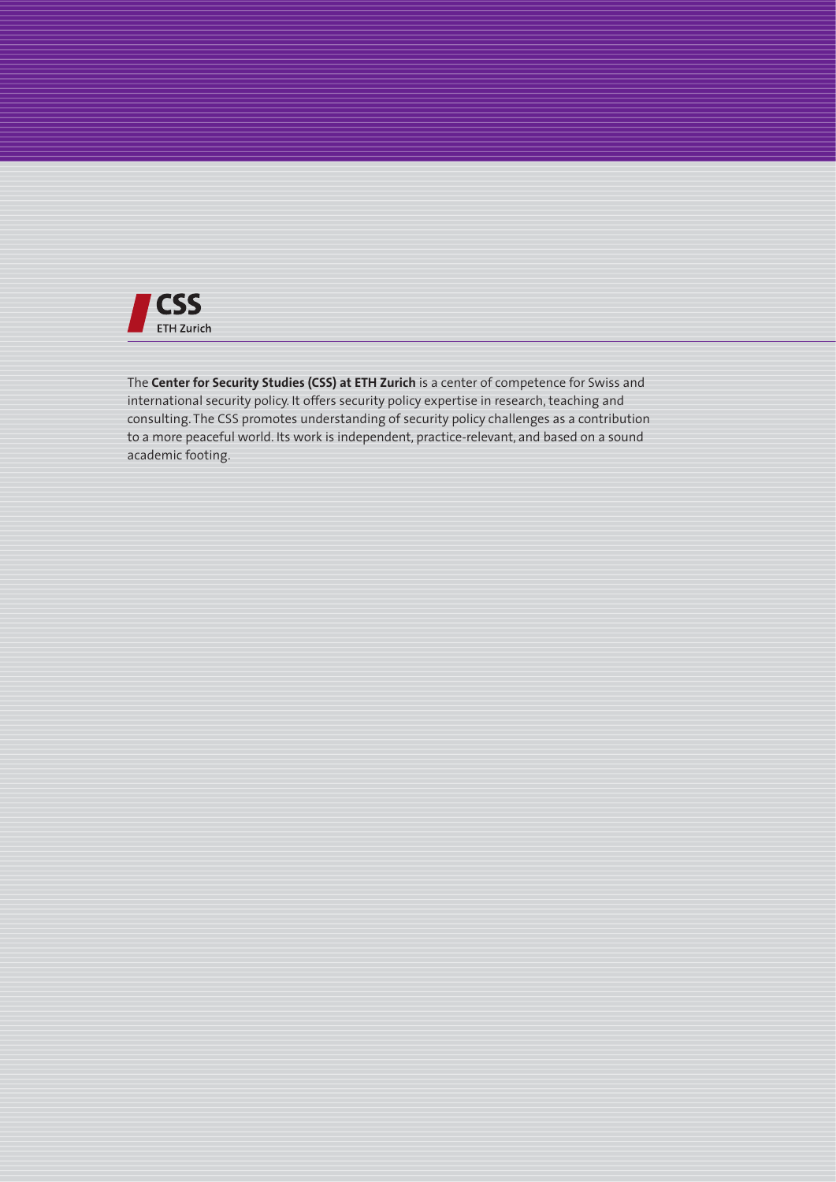**CSS**
ETH Zurich

The **Center for Security Studies (CSS) at ETH Zurich** is a center of competence for Swiss and international security policy. It offers security policy expertise in research, teaching and consulting. The CSS promotes understanding of security policy challenges as a contribution to a more peaceful world. Its work is independent, practice-relevant, and based on a sound academic footing.